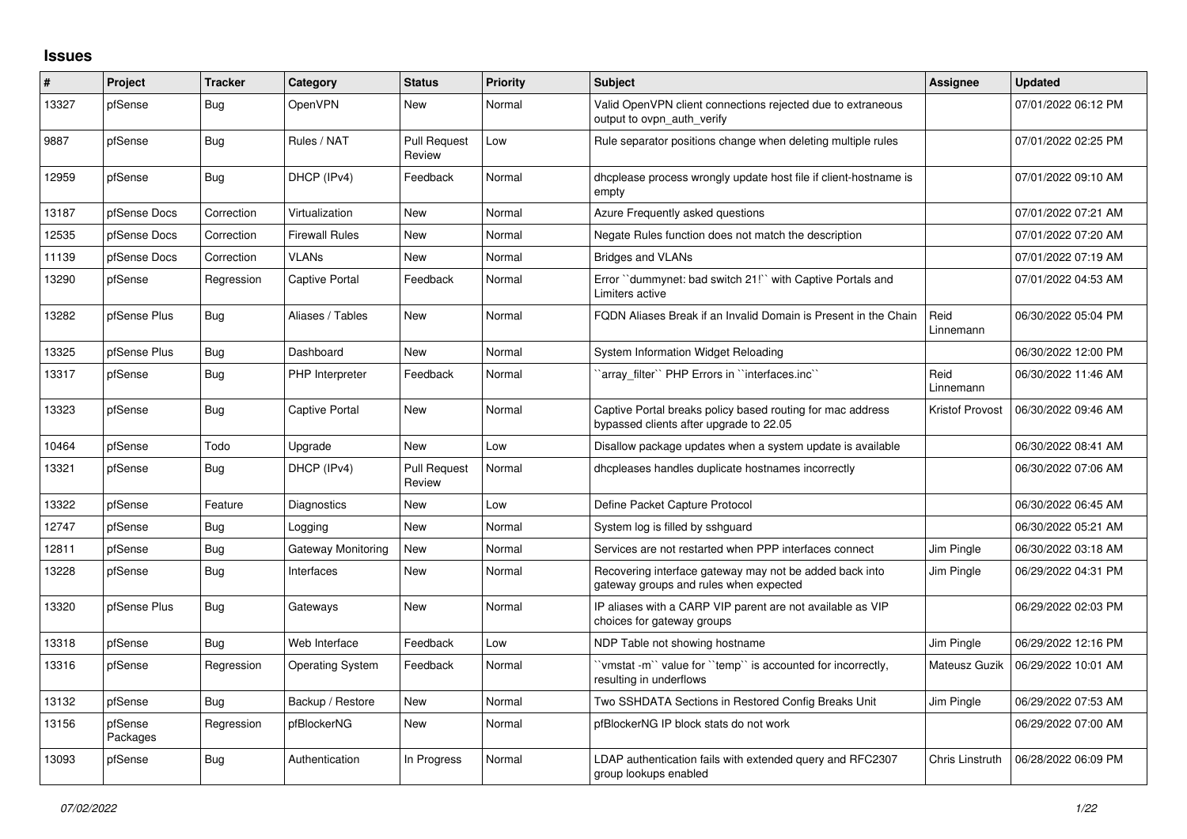## Issues

| # | Project | Tracker | Category | Status | Priority | Subject | Assignee | Updated |
|---|---|---|---|---|---|---|---|---|
| 13327 | pfSense | Bug | OpenVPN | New | Normal | Valid OpenVPN client connections rejected due to extraneous output to ovpn_auth_verify | | 07/01/2022 06:12 PM |
| 9887 | pfSense | Bug | Rules / NAT | Pull Request Review | Low | Rule separator positions change when deleting multiple rules | | 07/01/2022 02:25 PM |
| 12959 | pfSense | Bug | DHCP (IPv4) | Feedback | Normal | dhcplease process wrongly update host file if client-hostname is empty | | 07/01/2022 09:10 AM |
| 13187 | pfSense Docs | Correction | Virtualization | New | Normal | Azure Frequently asked questions | | 07/01/2022 07:21 AM |
| 12535 | pfSense Docs | Correction | Firewall Rules | New | Normal | Negate Rules function does not match the description | | 07/01/2022 07:20 AM |
| 11139 | pfSense Docs | Correction | VLANs | New | Normal | Bridges and VLANs | | 07/01/2022 07:19 AM |
| 13290 | pfSense | Regression | Captive Portal | Feedback | Normal | Error ``dummynet: bad switch 21!`` with Captive Portals and Limiters active | | 07/01/2022 04:53 AM |
| 13282 | pfSense Plus | Bug | Aliases / Tables | New | Normal | FQDN Aliases Break if an Invalid Domain is Present in the Chain | Reid Linnemann | 06/30/2022 05:04 PM |
| 13325 | pfSense Plus | Bug | Dashboard | New | Normal | System Information Widget Reloading | | 06/30/2022 12:00 PM |
| 13317 | pfSense | Bug | PHP Interpreter | Feedback | Normal | ``array_filter`` PHP Errors in ``interfaces.inc`` | Reid Linnemann | 06/30/2022 11:46 AM |
| 13323 | pfSense | Bug | Captive Portal | New | Normal | Captive Portal breaks policy based routing for mac address bypassed clients after upgrade to 22.05 | Kristof Provost | 06/30/2022 09:46 AM |
| 10464 | pfSense | Todo | Upgrade | New | Low | Disallow package updates when a system update is available | | 06/30/2022 08:41 AM |
| 13321 | pfSense | Bug | DHCP (IPv4) | Pull Request Review | Normal | dhcpleases handles duplicate hostnames incorrectly | | 06/30/2022 07:06 AM |
| 13322 | pfSense | Feature | Diagnostics | New | Low | Define Packet Capture Protocol | | 06/30/2022 06:45 AM |
| 12747 | pfSense | Bug | Logging | New | Normal | System log is filled by sshguard | | 06/30/2022 05:21 AM |
| 12811 | pfSense | Bug | Gateway Monitoring | New | Normal | Services are not restarted when PPP interfaces connect | Jim Pingle | 06/30/2022 03:18 AM |
| 13228 | pfSense | Bug | Interfaces | New | Normal | Recovering interface gateway may not be added back into gateway groups and rules when expected | Jim Pingle | 06/29/2022 04:31 PM |
| 13320 | pfSense Plus | Bug | Gateways | New | Normal | IP aliases with a CARP VIP parent are not available as VIP choices for gateway groups | | 06/29/2022 02:03 PM |
| 13318 | pfSense | Bug | Web Interface | Feedback | Low | NDP Table not showing hostname | Jim Pingle | 06/29/2022 12:16 PM |
| 13316 | pfSense | Regression | Operating System | Feedback | Normal | ``vmstat -m`` value for ``temp`` is accounted for incorrectly, resulting in underflows | Mateusz Guzik | 06/29/2022 10:01 AM |
| 13132 | pfSense | Bug | Backup / Restore | New | Normal | Two SSHDATA Sections in Restored Config Breaks Unit | Jim Pingle | 06/29/2022 07:53 AM |
| 13156 | pfSense Packages | Regression | pfBlockerNG | New | Normal | pfBlockerNG IP block stats do not work | | 06/29/2022 07:00 AM |
| 13093 | pfSense | Bug | Authentication | In Progress | Normal | LDAP authentication fails with extended query and RFC2307 group lookups enabled | Chris Linstruth | 06/28/2022 06:09 PM |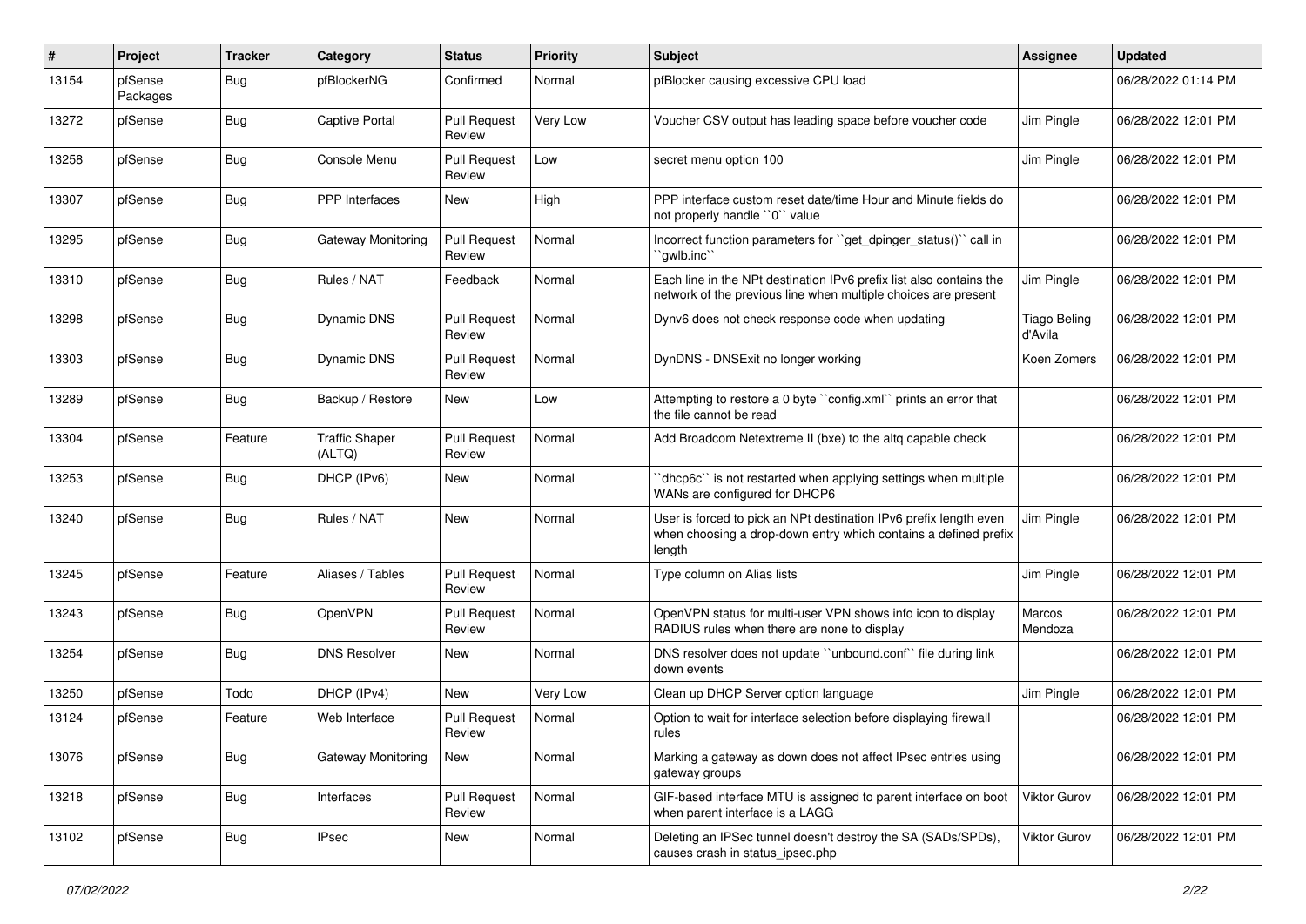| # | Project | Tracker | Category | Status | Priority | Subject | Assignee | Updated |
|---|---|---|---|---|---|---|---|---|
| 13154 | pfSense Packages | Bug | pfBlockerNG | Confirmed | Normal | pfBlocker causing excessive CPU load | | 06/28/2022 01:14 PM |
| 13272 | pfSense | Bug | Captive Portal | Pull Request Review | Very Low | Voucher CSV output has leading space before voucher code | Jim Pingle | 06/28/2022 12:01 PM |
| 13258 | pfSense | Bug | Console Menu | Pull Request Review | Low | secret menu option 100 | Jim Pingle | 06/28/2022 12:01 PM |
| 13307 | pfSense | Bug | PPP Interfaces | New | High | PPP interface custom reset date/time Hour and Minute fields do not properly handle ``0`` value | | 06/28/2022 12:01 PM |
| 13295 | pfSense | Bug | Gateway Monitoring | Pull Request Review | Normal | Incorrect function parameters for ``get_dpinger_status()`` call in ``gwlb.inc`` | | 06/28/2022 12:01 PM |
| 13310 | pfSense | Bug | Rules / NAT | Feedback | Normal | Each line in the NPt destination IPv6 prefix list also contains the network of the previous line when multiple choices are present | Jim Pingle | 06/28/2022 12:01 PM |
| 13298 | pfSense | Bug | Dynamic DNS | Pull Request Review | Normal | Dynv6 does not check response code when updating | Tiago Beling d'Avila | 06/28/2022 12:01 PM |
| 13303 | pfSense | Bug | Dynamic DNS | Pull Request Review | Normal | DynDNS - DNSExit no longer working | Koen Zomers | 06/28/2022 12:01 PM |
| 13289 | pfSense | Bug | Backup / Restore | New | Low | Attempting to restore a 0 byte ``config.xml`` prints an error that the file cannot be read | | 06/28/2022 12:01 PM |
| 13304 | pfSense | Feature | Traffic Shaper (ALTQ) | Pull Request Review | Normal | Add Broadcom Netextreme II (bxe) to the altq capable check | | 06/28/2022 12:01 PM |
| 13253 | pfSense | Bug | DHCP (IPv6) | New | Normal | ``dhcp6c`` is not restarted when applying settings when multiple WANs are configured for DHCP6 | | 06/28/2022 12:01 PM |
| 13240 | pfSense | Bug | Rules / NAT | New | Normal | User is forced to pick an NPt destination IPv6 prefix length even when choosing a drop-down entry which contains a defined prefix length | Jim Pingle | 06/28/2022 12:01 PM |
| 13245 | pfSense | Feature | Aliases / Tables | Pull Request Review | Normal | Type column on Alias lists | Jim Pingle | 06/28/2022 12:01 PM |
| 13243 | pfSense | Bug | OpenVPN | Pull Request Review | Normal | OpenVPN status for multi-user VPN shows info icon to display RADIUS rules when there are none to display | Marcos Mendoza | 06/28/2022 12:01 PM |
| 13254 | pfSense | Bug | DNS Resolver | New | Normal | DNS resolver does not update ``unbound.conf`` file during link down events | | 06/28/2022 12:01 PM |
| 13250 | pfSense | Todo | DHCP (IPv4) | New | Very Low | Clean up DHCP Server option language | Jim Pingle | 06/28/2022 12:01 PM |
| 13124 | pfSense | Feature | Web Interface | Pull Request Review | Normal | Option to wait for interface selection before displaying firewall rules | | 06/28/2022 12:01 PM |
| 13076 | pfSense | Bug | Gateway Monitoring | New | Normal | Marking a gateway as down does not affect IPsec entries using gateway groups | | 06/28/2022 12:01 PM |
| 13218 | pfSense | Bug | Interfaces | Pull Request Review | Normal | GIF-based interface MTU is assigned to parent interface on boot when parent interface is a LAGG | Viktor Gurov | 06/28/2022 12:01 PM |
| 13102 | pfSense | Bug | IPsec | New | Normal | Deleting an IPSec tunnel doesn't destroy the SA (SADs/SPDs), causes crash in status_ipsec.php | Viktor Gurov | 06/28/2022 12:01 PM |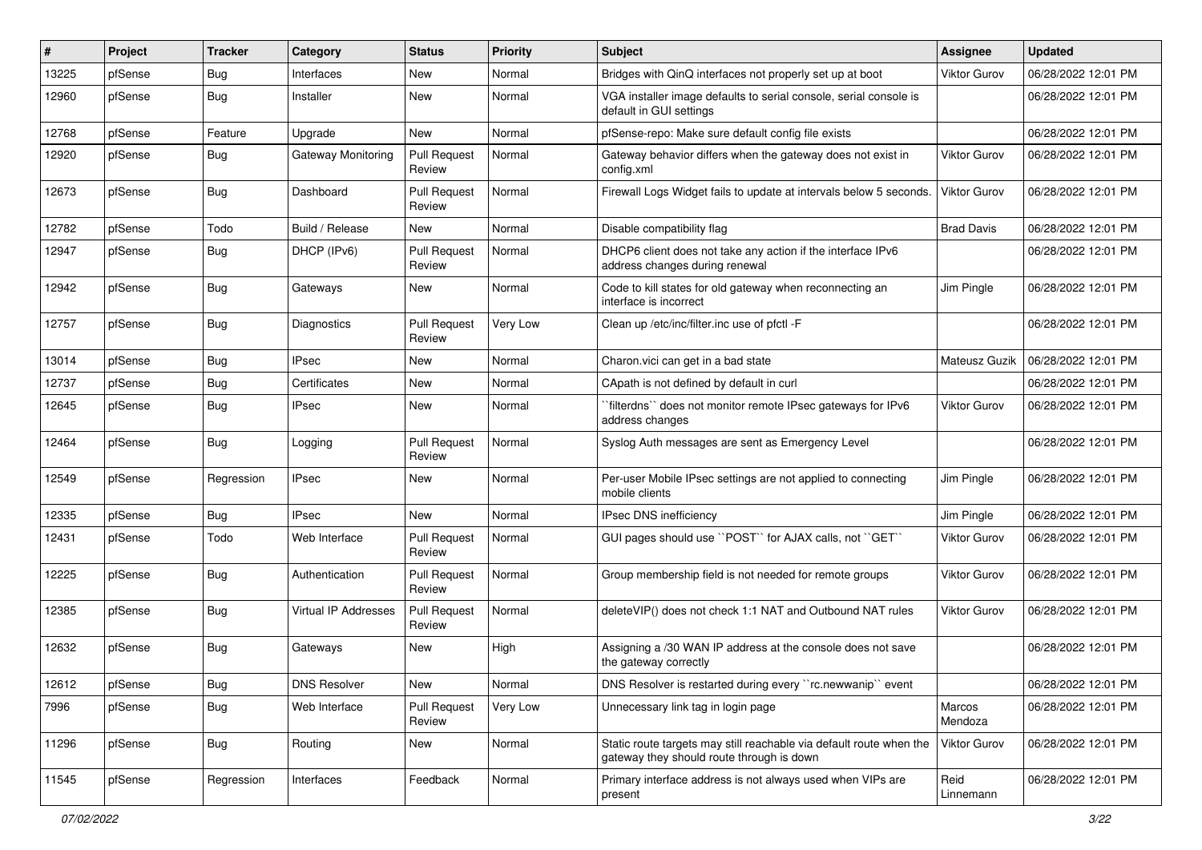| # | Project | Tracker | Category | Status | Priority | Subject | Assignee | Updated |
|---|---|---|---|---|---|---|---|---|
| 13225 | pfSense | Bug | Interfaces | New | Normal | Bridges with QinQ interfaces not properly set up at boot | Viktor Gurov | 06/28/2022 12:01 PM |
| 12960 | pfSense | Bug | Installer | New | Normal | VGA installer image defaults to serial console, serial console is default in GUI settings | | 06/28/2022 12:01 PM |
| 12768 | pfSense | Feature | Upgrade | New | Normal | pfSense-repo: Make sure default config file exists | | 06/28/2022 12:01 PM |
| 12920 | pfSense | Bug | Gateway Monitoring | Pull Request Review | Normal | Gateway behavior differs when the gateway does not exist in config.xml | Viktor Gurov | 06/28/2022 12:01 PM |
| 12673 | pfSense | Bug | Dashboard | Pull Request Review | Normal | Firewall Logs Widget fails to update at intervals below 5 seconds. | Viktor Gurov | 06/28/2022 12:01 PM |
| 12782 | pfSense | Todo | Build / Release | New | Normal | Disable compatibility flag | Brad Davis | 06/28/2022 12:01 PM |
| 12947 | pfSense | Bug | DHCP (IPv6) | Pull Request Review | Normal | DHCP6 client does not take any action if the interface IPv6 address changes during renewal | | 06/28/2022 12:01 PM |
| 12942 | pfSense | Bug | Gateways | New | Normal | Code to kill states for old gateway when reconnecting an interface is incorrect | Jim Pingle | 06/28/2022 12:01 PM |
| 12757 | pfSense | Bug | Diagnostics | Pull Request Review | Very Low | Clean up /etc/inc/filter.inc use of pfctl -F | | 06/28/2022 12:01 PM |
| 13014 | pfSense | Bug | IPsec | New | Normal | Charon.vici can get in a bad state | Mateusz Guzik | 06/28/2022 12:01 PM |
| 12737 | pfSense | Bug | Certificates | New | Normal | CApath is not defined by default in curl | | 06/28/2022 12:01 PM |
| 12645 | pfSense | Bug | IPsec | New | Normal | ``filterdns`` does not monitor remote IPsec gateways for IPv6 address changes | Viktor Gurov | 06/28/2022 12:01 PM |
| 12464 | pfSense | Bug | Logging | Pull Request Review | Normal | Syslog Auth messages are sent as Emergency Level | | 06/28/2022 12:01 PM |
| 12549 | pfSense | Regression | IPsec | New | Normal | Per-user Mobile IPsec settings are not applied to connecting mobile clients | Jim Pingle | 06/28/2022 12:01 PM |
| 12335 | pfSense | Bug | IPsec | New | Normal | IPsec DNS inefficiency | Jim Pingle | 06/28/2022 12:01 PM |
| 12431 | pfSense | Todo | Web Interface | Pull Request Review | Normal | GUI pages should use ``POST`` for AJAX calls, not ``GET`` | Viktor Gurov | 06/28/2022 12:01 PM |
| 12225 | pfSense | Bug | Authentication | Pull Request Review | Normal | Group membership field is not needed for remote groups | Viktor Gurov | 06/28/2022 12:01 PM |
| 12385 | pfSense | Bug | Virtual IP Addresses | Pull Request Review | Normal | deleteVIP() does not check 1:1 NAT and Outbound NAT rules | Viktor Gurov | 06/28/2022 12:01 PM |
| 12632 | pfSense | Bug | Gateways | New | High | Assigning a /30 WAN IP address at the console does not save the gateway correctly | | 06/28/2022 12:01 PM |
| 12612 | pfSense | Bug | DNS Resolver | New | Normal | DNS Resolver is restarted during every ``rc.newwanip`` event | | 06/28/2022 12:01 PM |
| 7996 | pfSense | Bug | Web Interface | Pull Request Review | Very Low | Unnecessary link tag in login page | Marcos Mendoza | 06/28/2022 12:01 PM |
| 11296 | pfSense | Bug | Routing | New | Normal | Static route targets may still reachable via default route when the gateway they should route through is down | Viktor Gurov | 06/28/2022 12:01 PM |
| 11545 | pfSense | Regression | Interfaces | Feedback | Normal | Primary interface address is not always used when VIPs are present | Reid Linnemann | 06/28/2022 12:01 PM |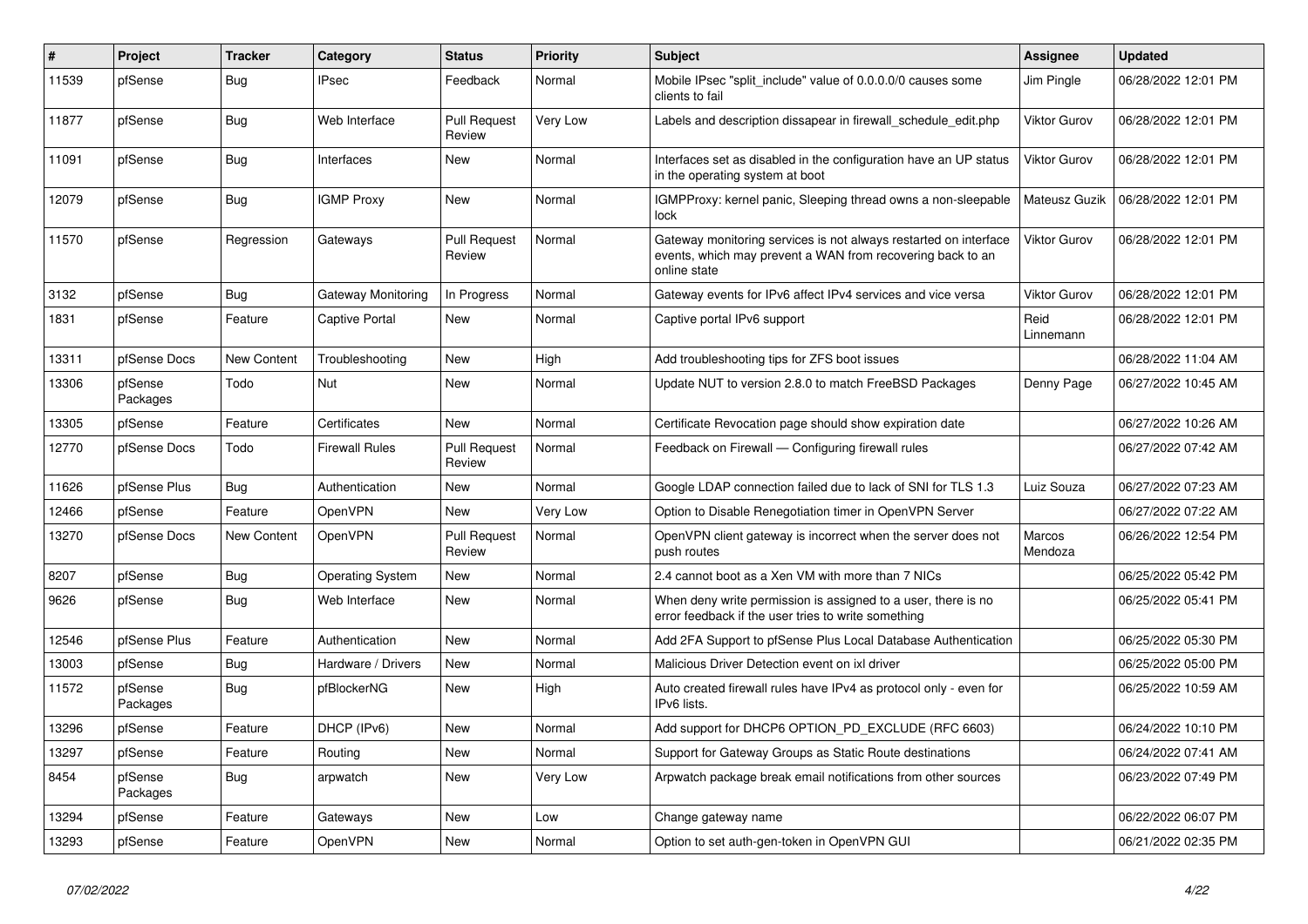| # | Project | Tracker | Category | Status | Priority | Subject | Assignee | Updated |
|---|---|---|---|---|---|---|---|---|
| 11539 | pfSense | Bug | IPsec | Feedback | Normal | Mobile IPsec "split_include" value of 0.0.0.0/0 causes some clients to fail | Jim Pingle | 06/28/2022 12:01 PM |
| 11877 | pfSense | Bug | Web Interface | Pull Request Review | Very Low | Labels and description dissapear in firewall_schedule_edit.php | Viktor Gurov | 06/28/2022 12:01 PM |
| 11091 | pfSense | Bug | Interfaces | New | Normal | Interfaces set as disabled in the configuration have an UP status in the operating system at boot | Viktor Gurov | 06/28/2022 12:01 PM |
| 12079 | pfSense | Bug | IGMP Proxy | New | Normal | IGMPProxy: kernel panic, Sleeping thread owns a non-sleepable lock | Mateusz Guzik | 06/28/2022 12:01 PM |
| 11570 | pfSense | Regression | Gateways | Pull Request Review | Normal | Gateway monitoring services is not always restarted on interface events, which may prevent a WAN from recovering back to an online state | Viktor Gurov | 06/28/2022 12:01 PM |
| 3132 | pfSense | Bug | Gateway Monitoring | In Progress | Normal | Gateway events for IPv6 affect IPv4 services and vice versa | Viktor Gurov | 06/28/2022 12:01 PM |
| 1831 | pfSense | Feature | Captive Portal | New | Normal | Captive portal IPv6 support | Reid Linnemann | 06/28/2022 12:01 PM |
| 13311 | pfSense Docs | New Content | Troubleshooting | New | High | Add troubleshooting tips for ZFS boot issues | | 06/28/2022 11:04 AM |
| 13306 | pfSense Packages | Todo | Nut | New | Normal | Update NUT to version 2.8.0 to match FreeBSD Packages | Denny Page | 06/27/2022 10:45 AM |
| 13305 | pfSense | Feature | Certificates | New | Normal | Certificate Revocation page should show expiration date | | 06/27/2022 10:26 AM |
| 12770 | pfSense Docs | Todo | Firewall Rules | Pull Request Review | Normal | Feedback on Firewall — Configuring firewall rules | | 06/27/2022 07:42 AM |
| 11626 | pfSense Plus | Bug | Authentication | New | Normal | Google LDAP connection failed due to lack of SNI for TLS 1.3 | Luiz Souza | 06/27/2022 07:23 AM |
| 12466 | pfSense | Feature | OpenVPN | New | Very Low | Option to Disable Renegotiation timer in OpenVPN Server | | 06/27/2022 07:22 AM |
| 13270 | pfSense Docs | New Content | OpenVPN | Pull Request Review | Normal | OpenVPN client gateway is incorrect when the server does not push routes | Marcos Mendoza | 06/26/2022 12:54 PM |
| 8207 | pfSense | Bug | Operating System | New | Normal | 2.4 cannot boot as a Xen VM with more than 7 NICs | | 06/25/2022 05:42 PM |
| 9626 | pfSense | Bug | Web Interface | New | Normal | When deny write permission is assigned to a user, there is no error feedback if the user tries to write something | | 06/25/2022 05:41 PM |
| 12546 | pfSense Plus | Feature | Authentication | New | Normal | Add 2FA Support to pfSense Plus Local Database Authentication | | 06/25/2022 05:30 PM |
| 13003 | pfSense | Bug | Hardware / Drivers | New | Normal | Malicious Driver Detection event on ixl driver | | 06/25/2022 05:00 PM |
| 11572 | pfSense Packages | Bug | pfBlockerNG | New | High | Auto created firewall rules have IPv4 as protocol only - even for IPv6 lists. | | 06/25/2022 10:59 AM |
| 13296 | pfSense | Feature | DHCP (IPv6) | New | Normal | Add support for DHCP6 OPTION_PD_EXCLUDE (RFC 6603) | | 06/24/2022 10:10 PM |
| 13297 | pfSense | Feature | Routing | New | Normal | Support for Gateway Groups as Static Route destinations | | 06/24/2022 07:41 AM |
| 8454 | pfSense Packages | Bug | arpwatch | New | Very Low | Arpwatch package break email notifications from other sources | | 06/23/2022 07:49 PM |
| 13294 | pfSense | Feature | Gateways | New | Low | Change gateway name | | 06/22/2022 06:07 PM |
| 13293 | pfSense | Feature | OpenVPN | New | Normal | Option to set auth-gen-token in OpenVPN GUI | | 06/21/2022 02:35 PM |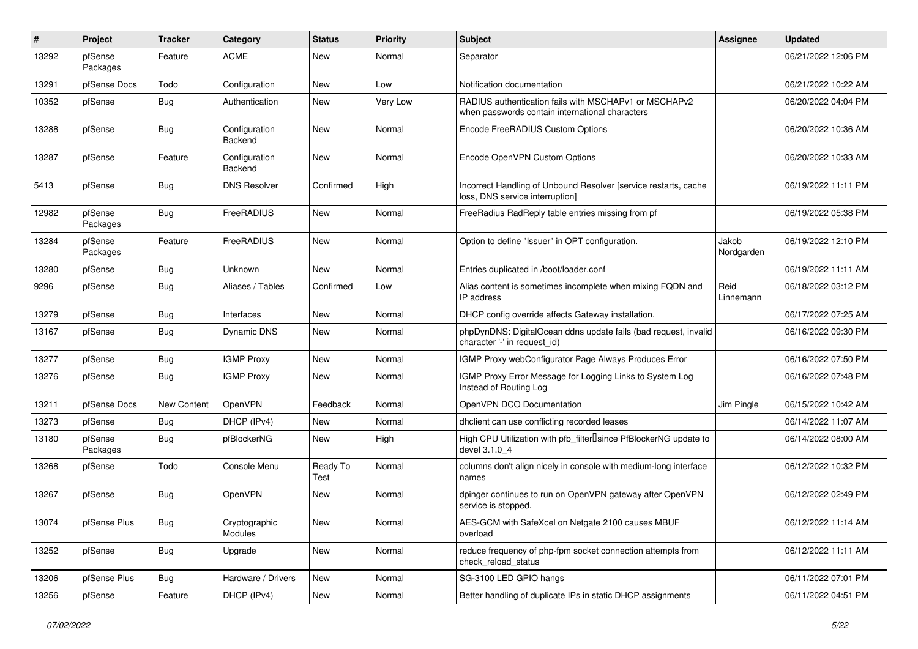| # | Project | Tracker | Category | Status | Priority | Subject | Assignee | Updated |
|---|---|---|---|---|---|---|---|---|
| 13292 | pfSense Packages | Feature | ACME | New | Normal | Separator | | 06/21/2022 12:06 PM |
| 13291 | pfSense Docs | Todo | Configuration | New | Low | Notification documentation | | 06/21/2022 10:22 AM |
| 10352 | pfSense | Bug | Authentication | New | Very Low | RADIUS authentication fails with MSCHAPv1 or MSCHAPv2 when passwords contain international characters | | 06/20/2022 04:04 PM |
| 13288 | pfSense | Bug | Configuration Backend | New | Normal | Encode FreeRADIUS Custom Options | | 06/20/2022 10:36 AM |
| 13287 | pfSense | Feature | Configuration Backend | New | Normal | Encode OpenVPN Custom Options | | 06/20/2022 10:33 AM |
| 5413 | pfSense | Bug | DNS Resolver | Confirmed | High | Incorrect Handling of Unbound Resolver [service restarts, cache loss, DNS service interruption] | | 06/19/2022 11:11 PM |
| 12982 | pfSense Packages | Bug | FreeRADIUS | New | Normal | FreeRadius RadReply table entries missing from pf | | 06/19/2022 05:38 PM |
| 13284 | pfSense Packages | Feature | FreeRADIUS | New | Normal | Option to define "Issuer" in OPT configuration. | Jakob Nordgarden | 06/19/2022 12:10 PM |
| 13280 | pfSense | Bug | Unknown | New | Normal | Entries duplicated in /boot/loader.conf | | 06/19/2022 11:11 AM |
| 9296 | pfSense | Bug | Aliases / Tables | Confirmed | Low | Alias content is sometimes incomplete when mixing FQDN and IP address | Reid Linnemann | 06/18/2022 03:12 PM |
| 13279 | pfSense | Bug | Interfaces | New | Normal | DHCP config override affects Gateway installation. | | 06/17/2022 07:25 AM |
| 13167 | pfSense | Bug | Dynamic DNS | New | Normal | phpDynDNS: DigitalOcean ddns update fails (bad request, invalid character '-' in request_id) | | 06/16/2022 09:30 PM |
| 13277 | pfSense | Bug | IGMP Proxy | New | Normal | IGMP Proxy webConfigurator Page Always Produces Error | | 06/16/2022 07:50 PM |
| 13276 | pfSense | Bug | IGMP Proxy | New | Normal | IGMP Proxy Error Message for Logging Links to System Log Instead of Routing Log | | 06/16/2022 07:48 PM |
| 13211 | pfSense Docs | New Content | OpenVPN | Feedback | Normal | OpenVPN DCO Documentation | Jim Pingle | 06/15/2022 10:42 AM |
| 13273 | pfSense | Bug | DHCP (IPv4) | New | Normal | dhclient can use conflicting recorded leases | | 06/14/2022 11:07 AM |
| 13180 | pfSense Packages | Bug | pfBlockerNG | New | High | High CPU Utilization with pfb_filter since PfBlockerNG update to devel 3.1.0_4 | | 06/14/2022 08:00 AM |
| 13268 | pfSense | Todo | Console Menu | Ready To Test | Normal | columns don't align nicely in console with medium-long interface names | | 06/12/2022 10:32 PM |
| 13267 | pfSense | Bug | OpenVPN | New | Normal | dpinger continues to run on OpenVPN gateway after OpenVPN service is stopped. | | 06/12/2022 02:49 PM |
| 13074 | pfSense Plus | Bug | Cryptographic Modules | New | Normal | AES-GCM with SafeXcel on Netgate 2100 causes MBUF overload | | 06/12/2022 11:14 AM |
| 13252 | pfSense | Bug | Upgrade | New | Normal | reduce frequency of php-fpm socket connection attempts from check_reload_status | | 06/12/2022 11:11 AM |
| 13206 | pfSense Plus | Bug | Hardware / Drivers | New | Normal | SG-3100 LED GPIO hangs | | 06/11/2022 07:01 PM |
| 13256 | pfSense | Feature | DHCP (IPv4) | New | Normal | Better handling of duplicate IPs in static DHCP assignments | | 06/11/2022 04:51 PM |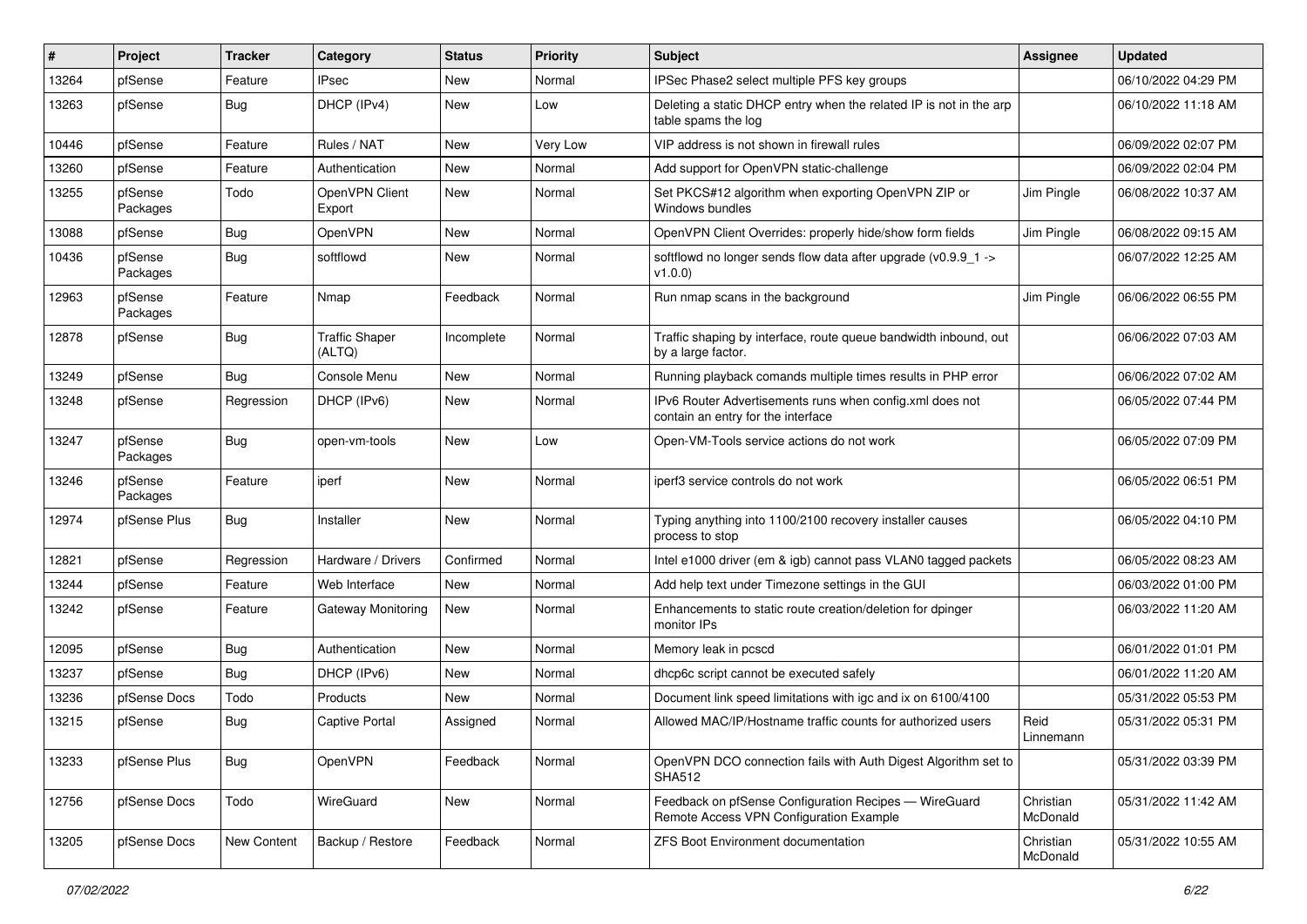| # | Project | Tracker | Category | Status | Priority | Subject | Assignee | Updated |
|---|---|---|---|---|---|---|---|---|
| 13264 | pfSense | Feature | IPsec | New | Normal | IPSec Phase2 select multiple PFS key groups | | 06/10/2022 04:29 PM |
| 13263 | pfSense | Bug | DHCP (IPv4) | New | Low | Deleting a static DHCP entry when the related IP is not in the arp table spams the log | | 06/10/2022 11:18 AM |
| 10446 | pfSense | Feature | Rules / NAT | New | Very Low | VIP address is not shown in firewall rules | | 06/09/2022 02:07 PM |
| 13260 | pfSense | Feature | Authentication | New | Normal | Add support for OpenVPN static-challenge | | 06/09/2022 02:04 PM |
| 13255 | pfSense Packages | Todo | OpenVPN Client Export | New | Normal | Set PKCS#12 algorithm when exporting OpenVPN ZIP or Windows bundles | Jim Pingle | 06/08/2022 10:37 AM |
| 13088 | pfSense | Bug | OpenVPN | New | Normal | OpenVPN Client Overrides: properly hide/show form fields | Jim Pingle | 06/08/2022 09:15 AM |
| 10436 | pfSense Packages | Bug | softflowd | New | Normal | softflowd no longer sends flow data after upgrade (v0.9.9_1 -> v1.0.0) | | 06/07/2022 12:25 AM |
| 12963 | pfSense Packages | Feature | Nmap | Feedback | Normal | Run nmap scans in the background | Jim Pingle | 06/06/2022 06:55 PM |
| 12878 | pfSense | Bug | Traffic Shaper (ALTQ) | Incomplete | Normal | Traffic shaping by interface, route queue bandwidth inbound, out by a large factor. | | 06/06/2022 07:03 AM |
| 13249 | pfSense | Bug | Console Menu | New | Normal | Running playback comands multiple times results in PHP error | | 06/06/2022 07:02 AM |
| 13248 | pfSense | Regression | DHCP (IPv6) | New | Normal | IPv6 Router Advertisements runs when config.xml does not contain an entry for the interface | | 06/05/2022 07:44 PM |
| 13247 | pfSense Packages | Bug | open-vm-tools | New | Low | Open-VM-Tools service actions do not work | | 06/05/2022 07:09 PM |
| 13246 | pfSense Packages | Feature | iperf | New | Normal | iperf3 service controls do not work | | 06/05/2022 06:51 PM |
| 12974 | pfSense Plus | Bug | Installer | New | Normal | Typing anything into 1100/2100 recovery installer causes process to stop | | 06/05/2022 04:10 PM |
| 12821 | pfSense | Regression | Hardware / Drivers | Confirmed | Normal | Intel e1000 driver (em & igb) cannot pass VLAN0 tagged packets | | 06/05/2022 08:23 AM |
| 13244 | pfSense | Feature | Web Interface | New | Normal | Add help text under Timezone settings in the GUI | | 06/03/2022 01:00 PM |
| 13242 | pfSense | Feature | Gateway Monitoring | New | Normal | Enhancements to static route creation/deletion for dpinger monitor IPs | | 06/03/2022 11:20 AM |
| 12095 | pfSense | Bug | Authentication | New | Normal | Memory leak in pcscd | | 06/01/2022 01:01 PM |
| 13237 | pfSense | Bug | DHCP (IPv6) | New | Normal | dhcp6c script cannot be executed safely | | 06/01/2022 11:20 AM |
| 13236 | pfSense Docs | Todo | Products | New | Normal | Document link speed limitations with igc and ix on 6100/4100 | | 05/31/2022 05:53 PM |
| 13215 | pfSense | Bug | Captive Portal | Assigned | Normal | Allowed MAC/IP/Hostname traffic counts for authorized users | Reid Linnemann | 05/31/2022 05:31 PM |
| 13233 | pfSense Plus | Bug | OpenVPN | Feedback | Normal | OpenVPN DCO connection fails with Auth Digest Algorithm set to SHA512 | | 05/31/2022 03:39 PM |
| 12756 | pfSense Docs | Todo | WireGuard | New | Normal | Feedback on pfSense Configuration Recipes — WireGuard Remote Access VPN Configuration Example | Christian McDonald | 05/31/2022 11:42 AM |
| 13205 | pfSense Docs | New Content | Backup / Restore | Feedback | Normal | ZFS Boot Environment documentation | Christian McDonald | 05/31/2022 10:55 AM |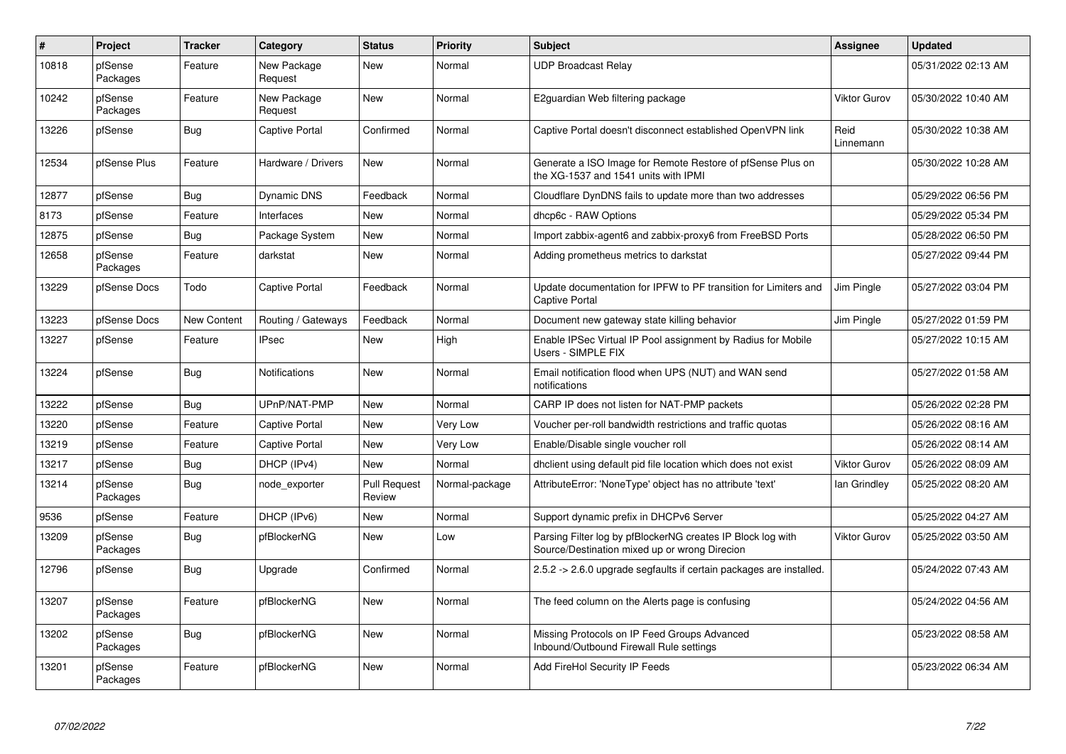| # | Project | Tracker | Category | Status | Priority | Subject | Assignee | Updated |
|---|---|---|---|---|---|---|---|---|
| 10818 | pfSense Packages | Feature | New Package Request | New | Normal | UDP Broadcast Relay | | 05/31/2022 02:13 AM |
| 10242 | pfSense Packages | Feature | New Package Request | New | Normal | E2guardian Web filtering package | Viktor Gurov | 05/30/2022 10:40 AM |
| 13226 | pfSense | Bug | Captive Portal | Confirmed | Normal | Captive Portal doesn't disconnect established OpenVPN link | Reid Linnemann | 05/30/2022 10:38 AM |
| 12534 | pfSense Plus | Feature | Hardware / Drivers | New | Normal | Generate a ISO Image for Remote Restore of pfSense Plus on the XG-1537 and 1541 units with IPMI | | 05/30/2022 10:28 AM |
| 12877 | pfSense | Bug | Dynamic DNS | Feedback | Normal | Cloudflare DynDNS fails to update more than two addresses | | 05/29/2022 06:56 PM |
| 8173 | pfSense | Feature | Interfaces | New | Normal | dhcp6c - RAW Options | | 05/29/2022 05:34 PM |
| 12875 | pfSense | Bug | Package System | New | Normal | Import zabbix-agent6 and zabbix-proxy6 from FreeBSD Ports | | 05/28/2022 06:50 PM |
| 12658 | pfSense Packages | Feature | darkstat | New | Normal | Adding prometheus metrics to darkstat | | 05/27/2022 09:44 PM |
| 13229 | pfSense Docs | Todo | Captive Portal | Feedback | Normal | Update documentation for IPFW to PF transition for Limiters and Captive Portal | Jim Pingle | 05/27/2022 03:04 PM |
| 13223 | pfSense Docs | New Content | Routing / Gateways | Feedback | Normal | Document new gateway state killing behavior | Jim Pingle | 05/27/2022 01:59 PM |
| 13227 | pfSense | Feature | IPsec | New | High | Enable IPSec Virtual IP Pool assignment by Radius for Mobile Users - SIMPLE FIX | | 05/27/2022 10:15 AM |
| 13224 | pfSense | Bug | Notifications | New | Normal | Email notification flood when UPS (NUT) and WAN send notifications | | 05/27/2022 01:58 AM |
| 13222 | pfSense | Bug | UPnP/NAT-PMP | New | Normal | CARP IP does not listen for NAT-PMP packets | | 05/26/2022 02:28 PM |
| 13220 | pfSense | Feature | Captive Portal | New | Very Low | Voucher per-roll bandwidth restrictions and traffic quotas | | 05/26/2022 08:16 AM |
| 13219 | pfSense | Feature | Captive Portal | New | Very Low | Enable/Disable single voucher roll | | 05/26/2022 08:14 AM |
| 13217 | pfSense | Bug | DHCP (IPv4) | New | Normal | dhclient using default pid file location which does not exist | Viktor Gurov | 05/26/2022 08:09 AM |
| 13214 | pfSense Packages | Bug | node_exporter | Pull Request Review | Normal-package | AttributeError: 'NoneType' object has no attribute 'text' | Ian Grindley | 05/25/2022 08:20 AM |
| 9536 | pfSense | Feature | DHCP (IPv6) | New | Normal | Support dynamic prefix in DHCPv6 Server | | 05/25/2022 04:27 AM |
| 13209 | pfSense Packages | Bug | pfBlockerNG | New | Low | Parsing Filter log by pfBlockerNG creates IP Block log with Source/Destination mixed up or wrong Direcion | Viktor Gurov | 05/25/2022 03:50 AM |
| 12796 | pfSense | Bug | Upgrade | Confirmed | Normal | 2.5.2 -> 2.6.0 upgrade segfaults if certain packages are installed. | | 05/24/2022 07:43 AM |
| 13207 | pfSense Packages | Feature | pfBlockerNG | New | Normal | The feed column on the Alerts page is confusing | | 05/24/2022 04:56 AM |
| 13202 | pfSense Packages | Bug | pfBlockerNG | New | Normal | Missing Protocols on IP Feed Groups Advanced Inbound/Outbound Firewall Rule settings | | 05/23/2022 08:58 AM |
| 13201 | pfSense Packages | Feature | pfBlockerNG | New | Normal | Add FireHol Security IP Feeds | | 05/23/2022 06:34 AM |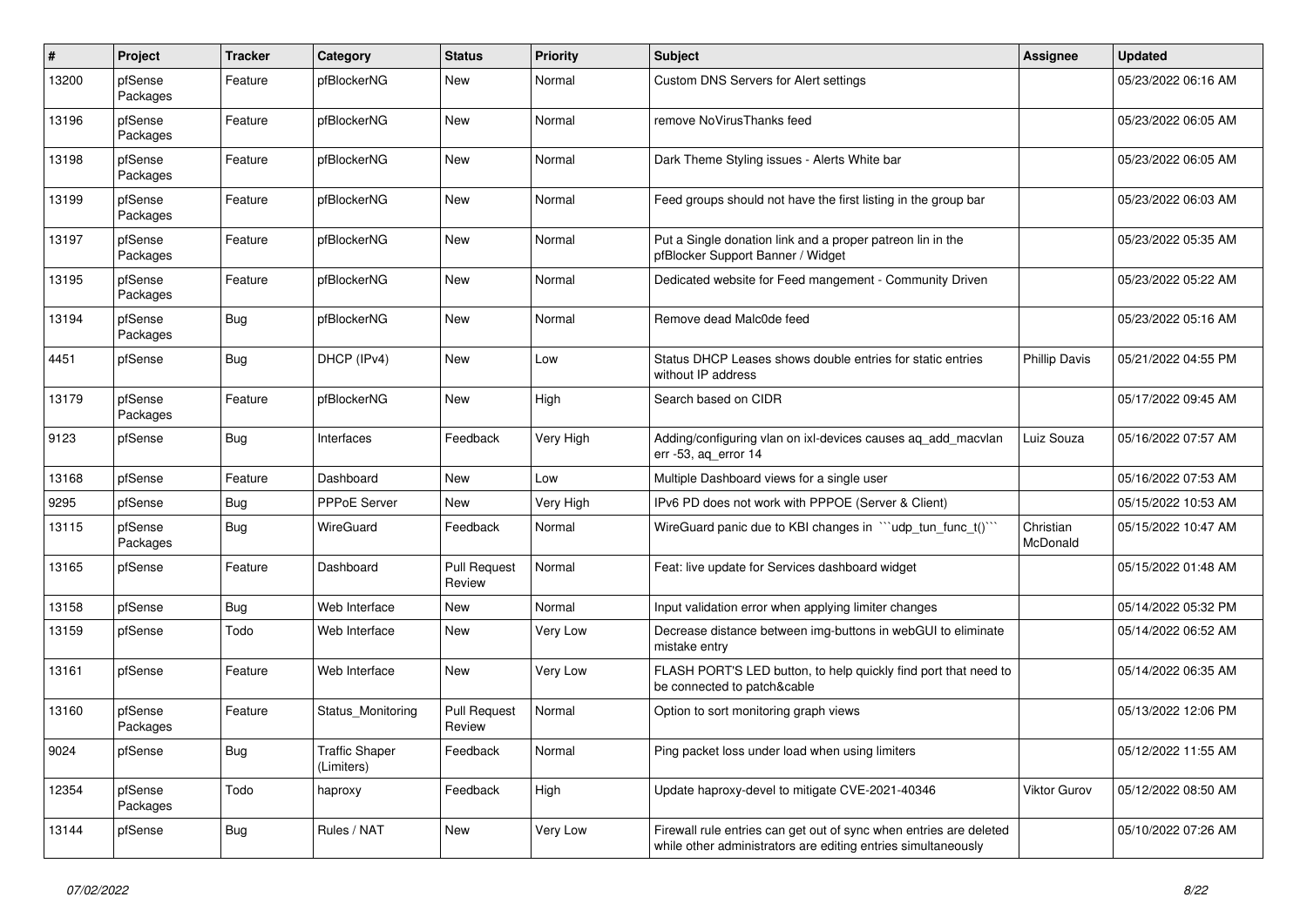| # | Project | Tracker | Category | Status | Priority | Subject | Assignee | Updated |
|---|---|---|---|---|---|---|---|---|
| 13200 | pfSense Packages | Feature | pfBlockerNG | New | Normal | Custom DNS Servers for Alert settings | | 05/23/2022 06:16 AM |
| 13196 | pfSense Packages | Feature | pfBlockerNG | New | Normal | remove NoVirusThanks feed | | 05/23/2022 06:05 AM |
| 13198 | pfSense Packages | Feature | pfBlockerNG | New | Normal | Dark Theme Styling issues - Alerts White bar | | 05/23/2022 06:05 AM |
| 13199 | pfSense Packages | Feature | pfBlockerNG | New | Normal | Feed groups should not have the first listing in the group bar | | 05/23/2022 06:03 AM |
| 13197 | pfSense Packages | Feature | pfBlockerNG | New | Normal | Put a Single donation link and a proper patreon lin in the pfBlocker Support Banner / Widget | | 05/23/2022 05:35 AM |
| 13195 | pfSense Packages | Feature | pfBlockerNG | New | Normal | Dedicated website for Feed mangement - Community Driven | | 05/23/2022 05:22 AM |
| 13194 | pfSense Packages | Bug | pfBlockerNG | New | Normal | Remove dead Malc0de feed | | 05/23/2022 05:16 AM |
| 4451 | pfSense | Bug | DHCP (IPv4) | New | Low | Status DHCP Leases shows double entries for static entries without IP address | Phillip Davis | 05/21/2022 04:55 PM |
| 13179 | pfSense Packages | Feature | pfBlockerNG | New | High | Search based on CIDR | | 05/17/2022 09:45 AM |
| 9123 | pfSense | Bug | Interfaces | Feedback | Very High | Adding/configuring vlan on ixl-devices causes aq_add_macvlan err -53, aq_error 14 | Luiz Souza | 05/16/2022 07:57 AM |
| 13168 | pfSense | Feature | Dashboard | New | Low | Multiple Dashboard views for a single user | | 05/16/2022 07:53 AM |
| 9295 | pfSense | Bug | PPPoE Server | New | Very High | IPv6 PD does not work with PPPOE (Server & Client) | | 05/15/2022 10:53 AM |
| 13115 | pfSense Packages | Bug | WireGuard | Feedback | Normal | WireGuard panic due to KBI changes in ```udp_tun_func_t()``` | Christian McDonald | 05/15/2022 10:47 AM |
| 13165 | pfSense | Feature | Dashboard | Pull Request Review | Normal | Feat: live update for Services dashboard widget | | 05/15/2022 01:48 AM |
| 13158 | pfSense | Bug | Web Interface | New | Normal | Input validation error when applying limiter changes | | 05/14/2022 05:32 PM |
| 13159 | pfSense | Todo | Web Interface | New | Very Low | Decrease distance between img-buttons in webGUI to eliminate mistake entry | | 05/14/2022 06:52 AM |
| 13161 | pfSense | Feature | Web Interface | New | Very Low | FLASH PORT'S LED button, to help quickly find port that need to be connected to patch&cable | | 05/14/2022 06:35 AM |
| 13160 | pfSense Packages | Feature | Status_Monitoring | Pull Request Review | Normal | Option to sort monitoring graph views | | 05/13/2022 12:06 PM |
| 9024 | pfSense | Bug | Traffic Shaper (Limiters) | Feedback | Normal | Ping packet loss under load when using limiters | | 05/12/2022 11:55 AM |
| 12354 | pfSense Packages | Todo | haproxy | Feedback | High | Update haproxy-devel to mitigate CVE-2021-40346 | Viktor Gurov | 05/12/2022 08:50 AM |
| 13144 | pfSense | Bug | Rules / NAT | New | Very Low | Firewall rule entries can get out of sync when entries are deleted while other administrators are editing entries simultaneously | | 05/10/2022 07:26 AM |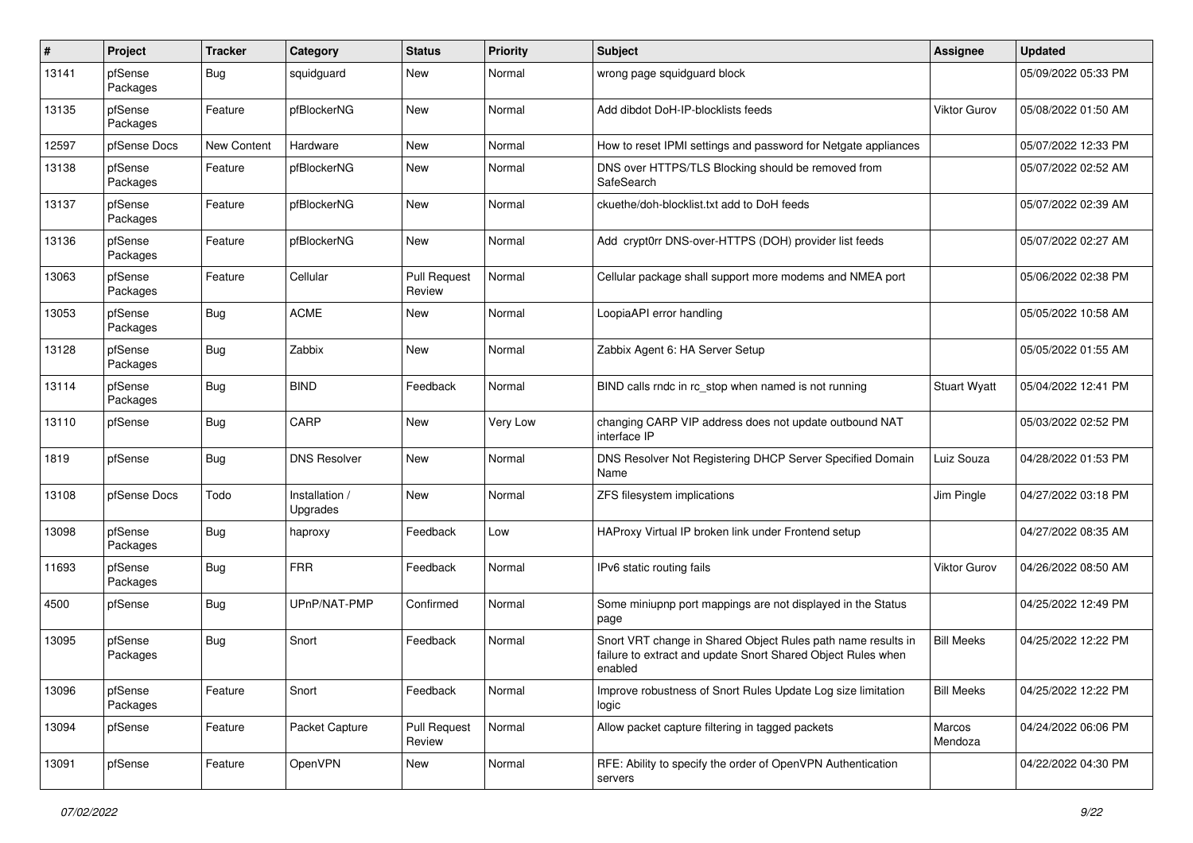| # | Project | Tracker | Category | Status | Priority | Subject | Assignee | Updated |
|---|---|---|---|---|---|---|---|---|
| 13141 | pfSense Packages | Bug | squidguard | New | Normal | wrong page squidguard block | | 05/09/2022 05:33 PM |
| 13135 | pfSense Packages | Feature | pfBlockerNG | New | Normal | Add dibdot DoH-IP-blocklists feeds | Viktor Gurov | 05/08/2022 01:50 AM |
| 12597 | pfSense Docs | New Content | Hardware | New | Normal | How to reset IPMI settings and password for Netgate appliances | | 05/07/2022 12:33 PM |
| 13138 | pfSense Packages | Feature | pfBlockerNG | New | Normal | DNS over HTTPS/TLS Blocking should be removed from SafeSearch | | 05/07/2022 02:52 AM |
| 13137 | pfSense Packages | Feature | pfBlockerNG | New | Normal | ckuethe/doh-blocklist.txt add to DoH feeds | | 05/07/2022 02:39 AM |
| 13136 | pfSense Packages | Feature | pfBlockerNG | New | Normal | Add crypt0rr DNS-over-HTTPS (DOH) provider list feeds | | 05/07/2022 02:27 AM |
| 13063 | pfSense Packages | Feature | Cellular | Pull Request Review | Normal | Cellular package shall support more modems and NMEA port | | 05/06/2022 02:38 PM |
| 13053 | pfSense Packages | Bug | ACME | New | Normal | LoopiaAPI error handling | | 05/05/2022 10:58 AM |
| 13128 | pfSense Packages | Bug | Zabbix | New | Normal | Zabbix Agent 6: HA Server Setup | | 05/05/2022 01:55 AM |
| 13114 | pfSense Packages | Bug | BIND | Feedback | Normal | BIND calls rndc in rc_stop when named is not running | Stuart Wyatt | 05/04/2022 12:41 PM |
| 13110 | pfSense | Bug | CARP | New | Very Low | changing CARP VIP address does not update outbound NAT interface IP | | 05/03/2022 02:52 PM |
| 1819 | pfSense | Bug | DNS Resolver | New | Normal | DNS Resolver Not Registering DHCP Server Specified Domain Name | Luiz Souza | 04/28/2022 01:53 PM |
| 13108 | pfSense Docs | Todo | Installation / Upgrades | New | Normal | ZFS filesystem implications | Jim Pingle | 04/27/2022 03:18 PM |
| 13098 | pfSense Packages | Bug | haproxy | Feedback | Low | HAProxy Virtual IP broken link under Frontend setup | | 04/27/2022 08:35 AM |
| 11693 | pfSense Packages | Bug | FRR | Feedback | Normal | IPv6 static routing fails | Viktor Gurov | 04/26/2022 08:50 AM |
| 4500 | pfSense | Bug | UPnP/NAT-PMP | Confirmed | Normal | Some miniupnp port mappings are not displayed in the Status page | | 04/25/2022 12:49 PM |
| 13095 | pfSense Packages | Bug | Snort | Feedback | Normal | Snort VRT change in Shared Object Rules path name results in failure to extract and update Snort Shared Object Rules when enabled | Bill Meeks | 04/25/2022 12:22 PM |
| 13096 | pfSense Packages | Feature | Snort | Feedback | Normal | Improve robustness of Snort Rules Update Log size limitation logic | Bill Meeks | 04/25/2022 12:22 PM |
| 13094 | pfSense | Feature | Packet Capture | Pull Request Review | Normal | Allow packet capture filtering in tagged packets | Marcos Mendoza | 04/24/2022 06:06 PM |
| 13091 | pfSense | Feature | OpenVPN | New | Normal | RFE: Ability to specify the order of OpenVPN Authentication servers | | 04/22/2022 04:30 PM |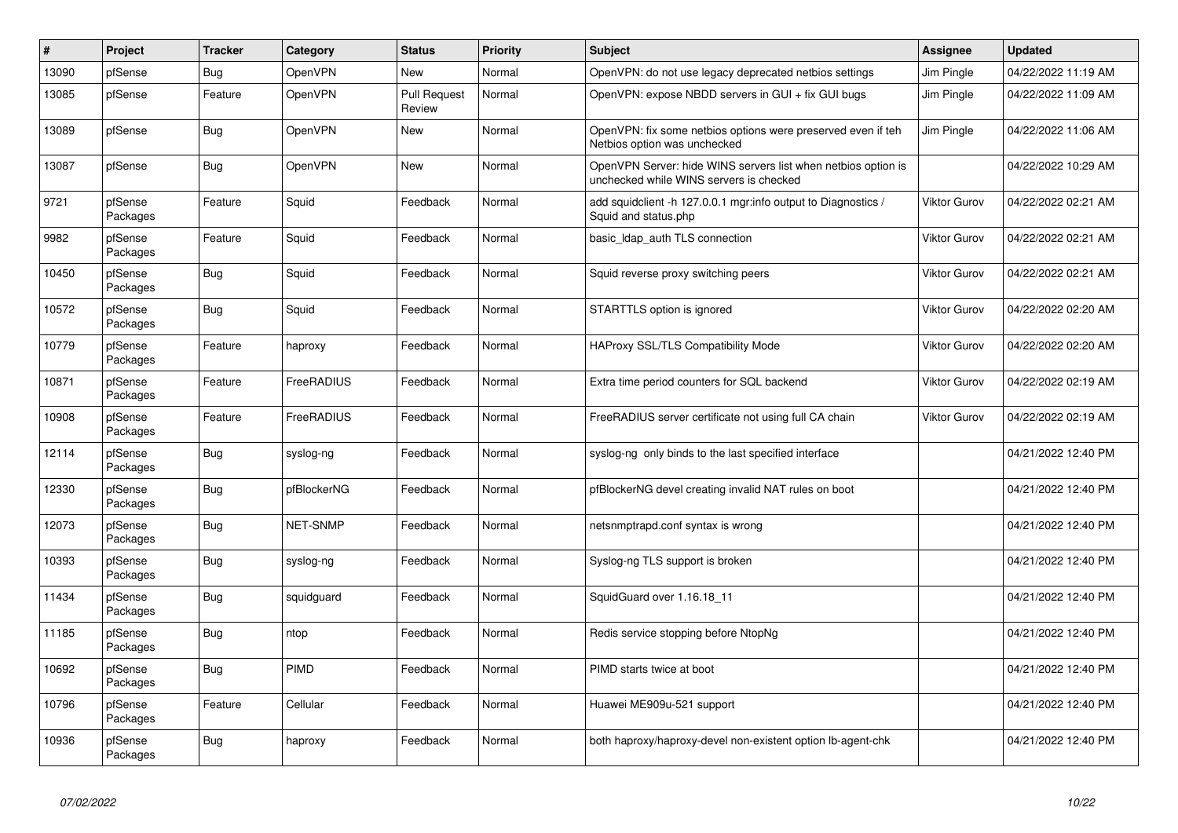| # | Project | Tracker | Category | Status | Priority | Subject | Assignee | Updated |
|---|---|---|---|---|---|---|---|---|
| 13090 | pfSense | Bug | OpenVPN | New | Normal | OpenVPN: do not use legacy deprecated netbios settings | Jim Pingle | 04/22/2022 11:19 AM |
| 13085 | pfSense | Feature | OpenVPN | Pull Request Review | Normal | OpenVPN: expose NBDD servers in GUI + fix GUI bugs | Jim Pingle | 04/22/2022 11:09 AM |
| 13089 | pfSense | Bug | OpenVPN | New | Normal | OpenVPN: fix some netbios options were preserved even if teh Netbios option was unchecked | Jim Pingle | 04/22/2022 11:06 AM |
| 13087 | pfSense | Bug | OpenVPN | New | Normal | OpenVPN Server: hide WINS servers list when netbios option is unchecked while WINS servers is checked | | 04/22/2022 10:29 AM |
| 9721 | pfSense Packages | Feature | Squid | Feedback | Normal | add squidclient -h 127.0.0.1 mgr:info output to Diagnostics / Squid and status.php | Viktor Gurov | 04/22/2022 02:21 AM |
| 9982 | pfSense Packages | Feature | Squid | Feedback | Normal | basic_ldap_auth TLS connection | Viktor Gurov | 04/22/2022 02:21 AM |
| 10450 | pfSense Packages | Bug | Squid | Feedback | Normal | Squid reverse proxy switching peers | Viktor Gurov | 04/22/2022 02:21 AM |
| 10572 | pfSense Packages | Bug | Squid | Feedback | Normal | STARTTLS option is ignored | Viktor Gurov | 04/22/2022 02:20 AM |
| 10779 | pfSense Packages | Feature | haproxy | Feedback | Normal | HAProxy SSL/TLS Compatibility Mode | Viktor Gurov | 04/22/2022 02:20 AM |
| 10871 | pfSense Packages | Feature | FreeRADIUS | Feedback | Normal | Extra time period counters for SQL backend | Viktor Gurov | 04/22/2022 02:19 AM |
| 10908 | pfSense Packages | Feature | FreeRADIUS | Feedback | Normal | FreeRADIUS server certificate not using full CA chain | Viktor Gurov | 04/22/2022 02:19 AM |
| 12114 | pfSense Packages | Bug | syslog-ng | Feedback | Normal | syslog-ng only binds to the last specified interface | | 04/21/2022 12:40 PM |
| 12330 | pfSense Packages | Bug | pfBlockerNG | Feedback | Normal | pfBlockerNG devel creating invalid NAT rules on boot | | 04/21/2022 12:40 PM |
| 12073 | pfSense Packages | Bug | NET-SNMP | Feedback | Normal | netsnmptrapd.conf syntax is wrong | | 04/21/2022 12:40 PM |
| 10393 | pfSense Packages | Bug | syslog-ng | Feedback | Normal | Syslog-ng TLS support is broken | | 04/21/2022 12:40 PM |
| 11434 | pfSense Packages | Bug | squidguard | Feedback | Normal | SquidGuard over 1.16.18_11 | | 04/21/2022 12:40 PM |
| 11185 | pfSense Packages | Bug | ntop | Feedback | Normal | Redis service stopping before NtopNg | | 04/21/2022 12:40 PM |
| 10692 | pfSense Packages | Bug | PIMD | Feedback | Normal | PIMD starts twice at boot | | 04/21/2022 12:40 PM |
| 10796 | pfSense Packages | Feature | Cellular | Feedback | Normal | Huawei ME909u-521 support | | 04/21/2022 12:40 PM |
| 10936 | pfSense Packages | Bug | haproxy | Feedback | Normal | both haproxy/haproxy-devel non-existent option lb-agent-chk | | 04/21/2022 12:40 PM |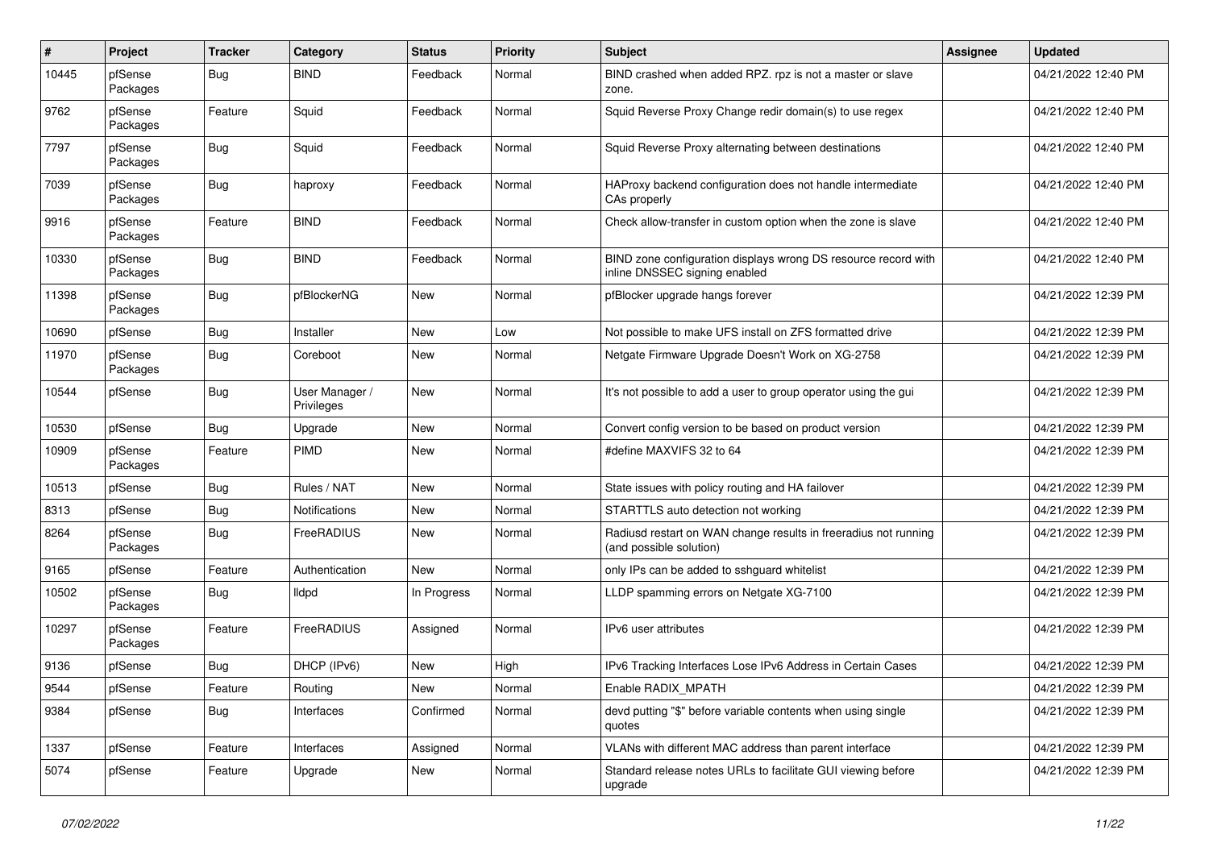| # | Project | Tracker | Category | Status | Priority | Subject | Assignee | Updated |
|---|---|---|---|---|---|---|---|---|
| 10445 | pfSense Packages | Bug | BIND | Feedback | Normal | BIND crashed when added RPZ. rpz is not a master or slave zone. | | 04/21/2022 12:40 PM |
| 9762 | pfSense Packages | Feature | Squid | Feedback | Normal | Squid Reverse Proxy Change redir domain(s) to use regex | | 04/21/2022 12:40 PM |
| 7797 | pfSense Packages | Bug | Squid | Feedback | Normal | Squid Reverse Proxy alternating between destinations | | 04/21/2022 12:40 PM |
| 7039 | pfSense Packages | Bug | haproxy | Feedback | Normal | HAProxy backend configuration does not handle intermediate CAs properly | | 04/21/2022 12:40 PM |
| 9916 | pfSense Packages | Feature | BIND | Feedback | Normal | Check allow-transfer in custom option when the zone is slave | | 04/21/2022 12:40 PM |
| 10330 | pfSense Packages | Bug | BIND | Feedback | Normal | BIND zone configuration displays wrong DS resource record with inline DNSSEC signing enabled | | 04/21/2022 12:40 PM |
| 11398 | pfSense Packages | Bug | pfBlockerNG | New | Normal | pfBlocker upgrade hangs forever | | 04/21/2022 12:39 PM |
| 10690 | pfSense | Bug | Installer | New | Low | Not possible to make UFS install on ZFS formatted drive | | 04/21/2022 12:39 PM |
| 11970 | pfSense Packages | Bug | Coreboot | New | Normal | Netgate Firmware Upgrade Doesn't Work on XG-2758 | | 04/21/2022 12:39 PM |
| 10544 | pfSense | Bug | User Manager / Privileges | New | Normal | It's not possible to add a user to group operator using the gui | | 04/21/2022 12:39 PM |
| 10530 | pfSense | Bug | Upgrade | New | Normal | Convert config version to be based on product version | | 04/21/2022 12:39 PM |
| 10909 | pfSense Packages | Feature | PIMD | New | Normal | #define MAXVIFS 32 to 64 | | 04/21/2022 12:39 PM |
| 10513 | pfSense | Bug | Rules / NAT | New | Normal | State issues with policy routing and HA failover | | 04/21/2022 12:39 PM |
| 8313 | pfSense | Bug | Notifications | New | Normal | STARTTLS auto detection not working | | 04/21/2022 12:39 PM |
| 8264 | pfSense Packages | Bug | FreeRADIUS | New | Normal | Radiusd restart on WAN change results in freeradius not running (and possible solution) | | 04/21/2022 12:39 PM |
| 9165 | pfSense | Feature | Authentication | New | Normal | only IPs can be added to sshguard whitelist | | 04/21/2022 12:39 PM |
| 10502 | pfSense Packages | Bug | lldpd | In Progress | Normal | LLDP spamming errors on Netgate XG-7100 | | 04/21/2022 12:39 PM |
| 10297 | pfSense Packages | Feature | FreeRADIUS | Assigned | Normal | IPv6 user attributes | | 04/21/2022 12:39 PM |
| 9136 | pfSense | Bug | DHCP (IPv6) | New | High | IPv6 Tracking Interfaces Lose IPv6 Address in Certain Cases | | 04/21/2022 12:39 PM |
| 9544 | pfSense | Feature | Routing | New | Normal | Enable RADIX_MPATH | | 04/21/2022 12:39 PM |
| 9384 | pfSense | Bug | Interfaces | Confirmed | Normal | devd putting "$" before variable contents when using single quotes | | 04/21/2022 12:39 PM |
| 1337 | pfSense | Feature | Interfaces | Assigned | Normal | VLANs with different MAC address than parent interface | | 04/21/2022 12:39 PM |
| 5074 | pfSense | Feature | Upgrade | New | Normal | Standard release notes URLs to facilitate GUI viewing before upgrade | | 04/21/2022 12:39 PM |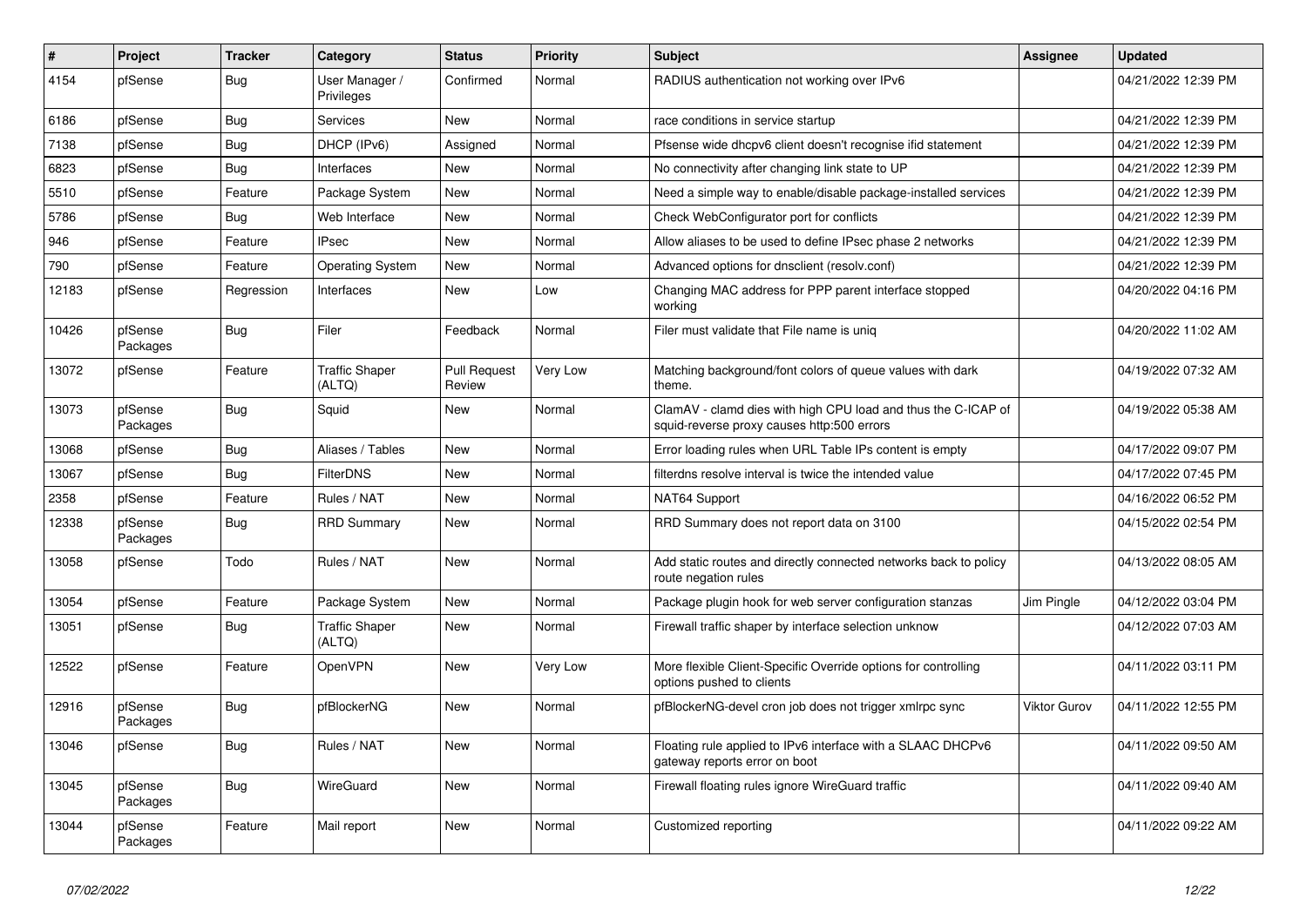| # | Project | Tracker | Category | Status | Priority | Subject | Assignee | Updated |
|---|---|---|---|---|---|---|---|---|
| 4154 | pfSense | Bug | User Manager / Privileges | Confirmed | Normal | RADIUS authentication not working over IPv6 | | 04/21/2022 12:39 PM |
| 6186 | pfSense | Bug | Services | New | Normal | race conditions in service startup | | 04/21/2022 12:39 PM |
| 7138 | pfSense | Bug | DHCP (IPv6) | Assigned | Normal | Pfsense wide dhcpv6 client doesn't recognise ifid statement | | 04/21/2022 12:39 PM |
| 6823 | pfSense | Bug | Interfaces | New | Normal | No connectivity after changing link state to UP | | 04/21/2022 12:39 PM |
| 5510 | pfSense | Feature | Package System | New | Normal | Need a simple way to enable/disable package-installed services | | 04/21/2022 12:39 PM |
| 5786 | pfSense | Bug | Web Interface | New | Normal | Check WebConfigurator port for conflicts | | 04/21/2022 12:39 PM |
| 946 | pfSense | Feature | IPsec | New | Normal | Allow aliases to be used to define IPsec phase 2 networks | | 04/21/2022 12:39 PM |
| 790 | pfSense | Feature | Operating System | New | Normal | Advanced options for dnsclient (resolv.conf) | | 04/21/2022 12:39 PM |
| 12183 | pfSense | Regression | Interfaces | New | Low | Changing MAC address for PPP parent interface stopped working | | 04/20/2022 04:16 PM |
| 10426 | pfSense Packages | Bug | Filer | Feedback | Normal | Filer must validate that File name is uniq | | 04/20/2022 11:02 AM |
| 13072 | pfSense | Feature | Traffic Shaper (ALTQ) | Pull Request Review | Very Low | Matching background/font colors of queue values with dark theme. | | 04/19/2022 07:32 AM |
| 13073 | pfSense Packages | Bug | Squid | New | Normal | ClamAV - clamd dies with high CPU load and thus the C-ICAP of squid-reverse proxy causes http:500 errors | | 04/19/2022 05:38 AM |
| 13068 | pfSense | Bug | Aliases / Tables | New | Normal | Error loading rules when URL Table IPs content is empty | | 04/17/2022 09:07 PM |
| 13067 | pfSense | Bug | FilterDNS | New | Normal | filterdns resolve interval is twice the intended value | | 04/17/2022 07:45 PM |
| 2358 | pfSense | Feature | Rules / NAT | New | Normal | NAT64 Support | | 04/16/2022 06:52 PM |
| 12338 | pfSense Packages | Bug | RRD Summary | New | Normal | RRD Summary does not report data on 3100 | | 04/15/2022 02:54 PM |
| 13058 | pfSense | Todo | Rules / NAT | New | Normal | Add static routes and directly connected networks back to policy route negation rules | | 04/13/2022 08:05 AM |
| 13054 | pfSense | Feature | Package System | New | Normal | Package plugin hook for web server configuration stanzas | Jim Pingle | 04/12/2022 03:04 PM |
| 13051 | pfSense | Bug | Traffic Shaper (ALTQ) | New | Normal | Firewall traffic shaper by interface selection unknow | | 04/12/2022 07:03 AM |
| 12522 | pfSense | Feature | OpenVPN | New | Very Low | More flexible Client-Specific Override options for controlling options pushed to clients | | 04/11/2022 03:11 PM |
| 12916 | pfSense Packages | Bug | pfBlockerNG | New | Normal | pfBlockerNG-devel cron job does not trigger xmlrpc sync | Viktor Gurov | 04/11/2022 12:55 PM |
| 13046 | pfSense | Bug | Rules / NAT | New | Normal | Floating rule applied to IPv6 interface with a SLAAC DHCPv6 gateway reports error on boot | | 04/11/2022 09:50 AM |
| 13045 | pfSense Packages | Bug | WireGuard | New | Normal | Firewall floating rules ignore WireGuard traffic | | 04/11/2022 09:40 AM |
| 13044 | pfSense Packages | Feature | Mail report | New | Normal | Customized reporting | | 04/11/2022 09:22 AM |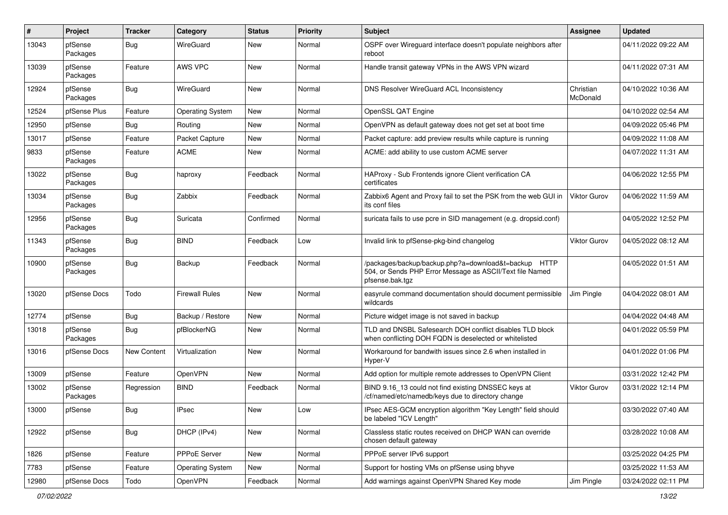| # | Project | Tracker | Category | Status | Priority | Subject | Assignee | Updated |
|---|---|---|---|---|---|---|---|---|
| 13043 | pfSense Packages | Bug | WireGuard | New | Normal | OSPF over Wireguard interface doesn't populate neighbors after reboot | | 04/11/2022 09:22 AM |
| 13039 | pfSense Packages | Feature | AWS VPC | New | Normal | Handle transit gateway VPNs in the AWS VPN wizard | | 04/11/2022 07:31 AM |
| 12924 | pfSense Packages | Bug | WireGuard | New | Normal | DNS Resolver WireGuard ACL Inconsistency | Christian McDonald | 04/10/2022 10:36 AM |
| 12524 | pfSense Plus | Feature | Operating System | New | Normal | OpenSSL QAT Engine | | 04/10/2022 02:54 AM |
| 12950 | pfSense | Bug | Routing | New | Normal | OpenVPN as default gateway does not get set at boot time | | 04/09/2022 05:46 PM |
| 13017 | pfSense | Feature | Packet Capture | New | Normal | Packet capture: add preview results while capture is running | | 04/09/2022 11:08 AM |
| 9833 | pfSense Packages | Feature | ACME | New | Normal | ACME: add ability to use custom ACME server | | 04/07/2022 11:31 AM |
| 13022 | pfSense Packages | Bug | haproxy | Feedback | Normal | HAProxy - Sub Frontends ignore Client verification CA certificates | | 04/06/2022 12:55 PM |
| 13034 | pfSense Packages | Bug | Zabbix | Feedback | Normal | Zabbix6 Agent and Proxy fail to set the PSK from the web GUI in its conf files | Viktor Gurov | 04/06/2022 11:59 AM |
| 12956 | pfSense Packages | Bug | Suricata | Confirmed | Normal | suricata fails to use pcre in SID management (e.g. dropsid.conf) | | 04/05/2022 12:52 PM |
| 11343 | pfSense Packages | Bug | BIND | Feedback | Low | Invalid link to pfSense-pkg-bind changelog | Viktor Gurov | 04/05/2022 08:12 AM |
| 10900 | pfSense Packages | Bug | Backup | Feedback | Normal | /packages/backup/backup.php?a=download&t=backup HTTP 504, or Sends PHP Error Message as ASCII/Text file Named pfsense.bak.tgz | | 04/05/2022 01:51 AM |
| 13020 | pfSense Docs | Todo | Firewall Rules | New | Normal | easyrule command documentation should document permissible wildcards | Jim Pingle | 04/04/2022 08:01 AM |
| 12774 | pfSense | Bug | Backup / Restore | New | Normal | Picture widget image is not saved in backup | | 04/04/2022 04:48 AM |
| 13018 | pfSense Packages | Bug | pfBlockerNG | New | Normal | TLD and DNSBL Safesearch DOH conflict disables TLD block when conflicting DOH FQDN is deselected or whitelisted | | 04/01/2022 05:59 PM |
| 13016 | pfSense Docs | New Content | Virtualization | New | Normal | Workaround for bandwith issues since 2.6 when installed in Hyper-V | | 04/01/2022 01:06 PM |
| 13009 | pfSense | Feature | OpenVPN | New | Normal | Add option for multiple remote addresses to OpenVPN Client | | 03/31/2022 12:42 PM |
| 13002 | pfSense Packages | Regression | BIND | Feedback | Normal | BIND 9.16_13 could not find existing DNSSEC keys at /cf/named/etc/namedb/keys due to directory change | Viktor Gurov | 03/31/2022 12:14 PM |
| 13000 | pfSense | Bug | IPsec | New | Low | IPsec AES-GCM encryption algorithm "Key Length" field should be labeled "ICV Length" | | 03/30/2022 07:40 AM |
| 12922 | pfSense | Bug | DHCP (IPv4) | New | Normal | Classless static routes received on DHCP WAN can override chosen default gateway | | 03/28/2022 10:08 AM |
| 1826 | pfSense | Feature | PPPoE Server | New | Normal | PPPoE server IPv6 support | | 03/25/2022 04:25 PM |
| 7783 | pfSense | Feature | Operating System | New | Normal | Support for hosting VMs on pfSense using bhyve | | 03/25/2022 11:53 AM |
| 12980 | pfSense Docs | Todo | OpenVPN | Feedback | Normal | Add warnings against OpenVPN Shared Key mode | Jim Pingle | 03/24/2022 02:11 PM |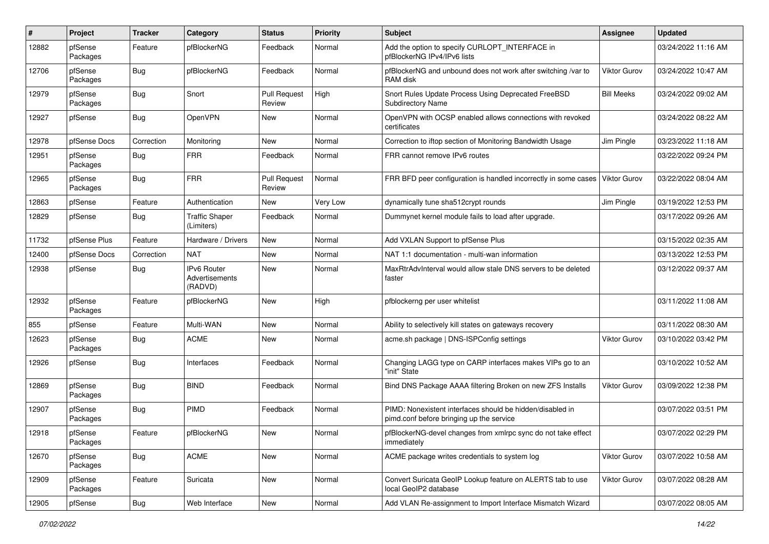| # | Project | Tracker | Category | Status | Priority | Subject | Assignee | Updated |
|---|---|---|---|---|---|---|---|---|
| 12882 | pfSense Packages | Feature | pfBlockerNG | Feedback | Normal | Add the option to specify CURLOPT_INTERFACE in pfBlockerNG IPv4/IPv6 lists | | 03/24/2022 11:16 AM |
| 12706 | pfSense Packages | Bug | pfBlockerNG | Feedback | Normal | pfBlockerNG and unbound does not work after switching /var to RAM disk | Viktor Gurov | 03/24/2022 10:47 AM |
| 12979 | pfSense Packages | Bug | Snort | Pull Request Review | High | Snort Rules Update Process Using Deprecated FreeBSD Subdirectory Name | Bill Meeks | 03/24/2022 09:02 AM |
| 12927 | pfSense | Bug | OpenVPN | New | Normal | OpenVPN with OCSP enabled allows connections with revoked certificates | | 03/24/2022 08:22 AM |
| 12978 | pfSense Docs | Correction | Monitoring | New | Normal | Correction to iftop section of Monitoring Bandwidth Usage | Jim Pingle | 03/23/2022 11:18 AM |
| 12951 | pfSense Packages | Bug | FRR | Feedback | Normal | FRR cannot remove IPv6 routes | | 03/22/2022 09:24 PM |
| 12965 | pfSense Packages | Bug | FRR | Pull Request Review | Normal | FRR BFD peer configuration is handled incorrectly in some cases | Viktor Gurov | 03/22/2022 08:04 AM |
| 12863 | pfSense | Feature | Authentication | New | Very Low | dynamically tune sha512crypt rounds | Jim Pingle | 03/19/2022 12:53 PM |
| 12829 | pfSense | Bug | Traffic Shaper (Limiters) | Feedback | Normal | Dummynet kernel module fails to load after upgrade. | | 03/17/2022 09:26 AM |
| 11732 | pfSense Plus | Feature | Hardware / Drivers | New | Normal | Add VXLAN Support to pfSense Plus | | 03/15/2022 02:35 AM |
| 12400 | pfSense Docs | Correction | NAT | New | Normal | NAT 1:1 documentation - multi-wan information | | 03/13/2022 12:53 PM |
| 12938 | pfSense | Bug | IPv6 Router Advertisements (RADVD) | New | Normal | MaxRtrAdvInterval would allow stale DNS servers to be deleted faster | | 03/12/2022 09:37 AM |
| 12932 | pfSense Packages | Feature | pfBlockerNG | New | High | pfblockerng per user whitelist | | 03/11/2022 11:08 AM |
| 855 | pfSense | Feature | Multi-WAN | New | Normal | Ability to selectively kill states on gateways recovery | | 03/11/2022 08:30 AM |
| 12623 | pfSense Packages | Bug | ACME | New | Normal | acme.sh package \| DNS-ISPConfig settings | Viktor Gurov | 03/10/2022 03:42 PM |
| 12926 | pfSense | Bug | Interfaces | Feedback | Normal | Changing LAGG type on CARP interfaces makes VIPs go to an "init" State | | 03/10/2022 10:52 AM |
| 12869 | pfSense Packages | Bug | BIND | Feedback | Normal | Bind DNS Package AAAA filtering Broken on new ZFS Installs | Viktor Gurov | 03/09/2022 12:38 PM |
| 12907 | pfSense Packages | Bug | PIMD | Feedback | Normal | PIMD: Nonexistent interfaces should be hidden/disabled in pimd.conf before bringing up the service | | 03/07/2022 03:51 PM |
| 12918 | pfSense Packages | Feature | pfBlockerNG | New | Normal | pfBlockerNG-devel changes from xmlrpc sync do not take effect immediately | | 03/07/2022 02:29 PM |
| 12670 | pfSense Packages | Bug | ACME | New | Normal | ACME package writes credentials to system log | Viktor Gurov | 03/07/2022 10:58 AM |
| 12909 | pfSense Packages | Feature | Suricata | New | Normal | Convert Suricata GeoIP Lookup feature on ALERTS tab to use local GeoIP2 database | Viktor Gurov | 03/07/2022 08:28 AM |
| 12905 | pfSense | Bug | Web Interface | New | Normal | Add VLAN Re-assignment to Import Interface Mismatch Wizard | | 03/07/2022 08:05 AM |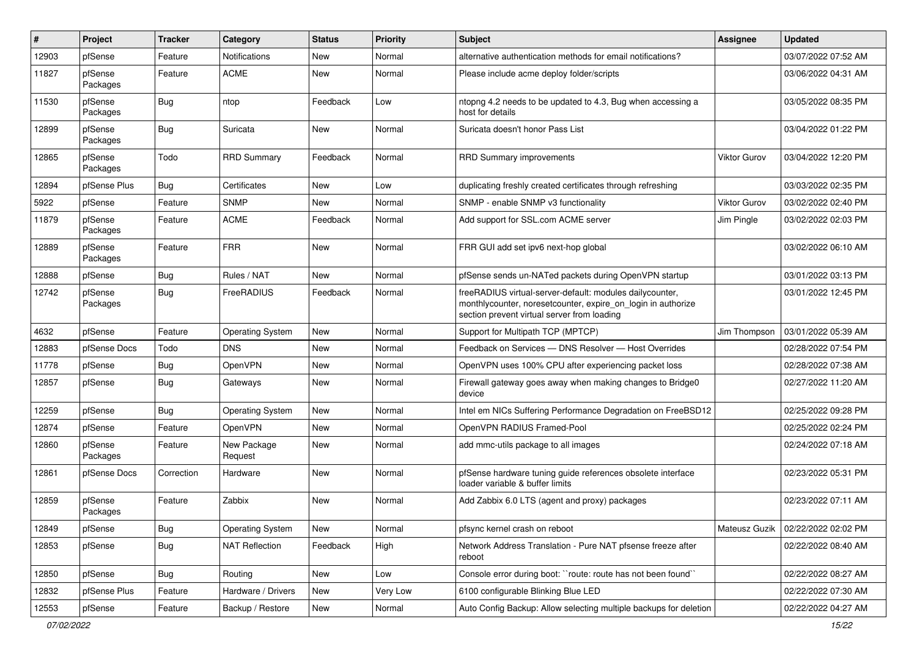| # | Project | Tracker | Category | Status | Priority | Subject | Assignee | Updated |
|---|---|---|---|---|---|---|---|---|
| 12903 | pfSense | Feature | Notifications | New | Normal | alternative authentication methods for email notifications? | | 03/07/2022 07:52 AM |
| 11827 | pfSense Packages | Feature | ACME | New | Normal | Please include acme deploy folder/scripts | | 03/06/2022 04:31 AM |
| 11530 | pfSense Packages | Bug | ntop | Feedback | Low | ntopng 4.2 needs to be updated to 4.3, Bug when accessing a host for details | | 03/05/2022 08:35 PM |
| 12899 | pfSense Packages | Bug | Suricata | New | Normal | Suricata doesn't honor Pass List | | 03/04/2022 01:22 PM |
| 12865 | pfSense Packages | Todo | RRD Summary | Feedback | Normal | RRD Summary improvements | Viktor Gurov | 03/04/2022 12:20 PM |
| 12894 | pfSense Plus | Bug | Certificates | New | Low | duplicating freshly created certificates through refreshing | | 03/03/2022 02:35 PM |
| 5922 | pfSense | Feature | SNMP | New | Normal | SNMP - enable SNMP v3 functionality | Viktor Gurov | 03/02/2022 02:40 PM |
| 11879 | pfSense Packages | Feature | ACME | Feedback | Normal | Add support for SSL.com ACME server | Jim Pingle | 03/02/2022 02:03 PM |
| 12889 | pfSense Packages | Feature | FRR | New | Normal | FRR GUI add set ipv6 next-hop global | | 03/02/2022 06:10 AM |
| 12888 | pfSense | Bug | Rules / NAT | New | Normal | pfSense sends un-NATed packets during OpenVPN startup | | 03/01/2022 03:13 PM |
| 12742 | pfSense Packages | Bug | FreeRADIUS | Feedback | Normal | freeRADIUS virtual-server-default: modules dailycounter, monthlycounter, noresetcounter, expire_on_login in authorize section prevent virtual server from loading | | 03/01/2022 12:45 PM |
| 4632 | pfSense | Feature | Operating System | New | Normal | Support for Multipath TCP (MPTCP) | Jim Thompson | 03/01/2022 05:39 AM |
| 12883 | pfSense Docs | Todo | DNS | New | Normal | Feedback on Services — DNS Resolver — Host Overrides | | 02/28/2022 07:54 PM |
| 11778 | pfSense | Bug | OpenVPN | New | Normal | OpenVPN uses 100% CPU after experiencing packet loss | | 02/28/2022 07:38 AM |
| 12857 | pfSense | Bug | Gateways | New | Normal | Firewall gateway goes away when making changes to Bridge0 device | | 02/27/2022 11:20 AM |
| 12259 | pfSense | Bug | Operating System | New | Normal | Intel em NICs Suffering Performance Degradation on FreeBSD12 | | 02/25/2022 09:28 PM |
| 12874 | pfSense | Feature | OpenVPN | New | Normal | OpenVPN RADIUS Framed-Pool | | 02/25/2022 02:24 PM |
| 12860 | pfSense Packages | Feature | New Package Request | New | Normal | add mmc-utils package to all images | | 02/24/2022 07:18 AM |
| 12861 | pfSense Docs | Correction | Hardware | New | Normal | pfSense hardware tuning guide references obsolete interface loader variable & buffer limits | | 02/23/2022 05:31 PM |
| 12859 | pfSense Packages | Feature | Zabbix | New | Normal | Add Zabbix 6.0 LTS (agent and proxy) packages | | 02/23/2022 07:11 AM |
| 12849 | pfSense | Bug | Operating System | New | Normal | pfsync kernel crash on reboot | Mateusz Guzik | 02/22/2022 02:02 PM |
| 12853 | pfSense | Bug | NAT Reflection | Feedback | High | Network Address Translation - Pure NAT pfsense freeze after reboot | | 02/22/2022 08:40 AM |
| 12850 | pfSense | Bug | Routing | New | Low | Console error during boot: ``route: route has not been found`` | | 02/22/2022 08:27 AM |
| 12832 | pfSense Plus | Feature | Hardware / Drivers | New | Very Low | 6100 configurable Blinking Blue LED | | 02/22/2022 07:30 AM |
| 12553 | pfSense | Feature | Backup / Restore | New | Normal | Auto Config Backup: Allow selecting multiple backups for deletion | | 02/22/2022 04:27 AM |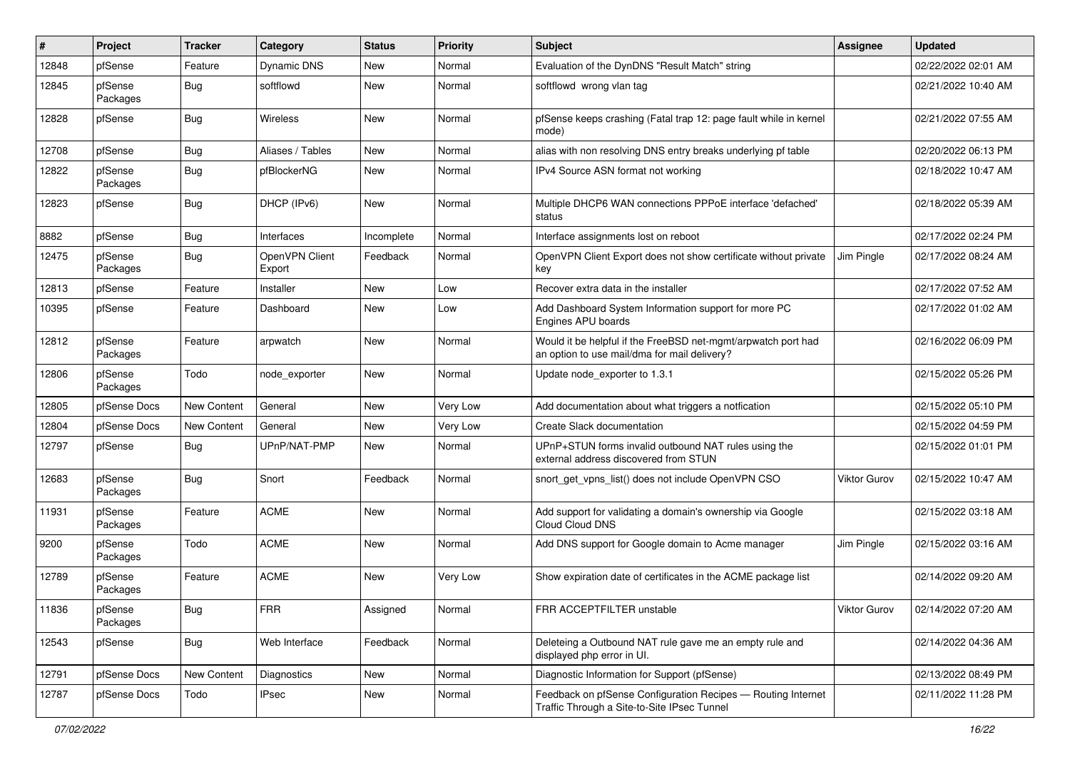| # | Project | Tracker | Category | Status | Priority | Subject | Assignee | Updated |
|---|---|---|---|---|---|---|---|---|
| 12848 | pfSense | Feature | Dynamic DNS | New | Normal | Evaluation of the DynDNS "Result Match" string | | 02/22/2022 02:01 AM |
| 12845 | pfSense Packages | Bug | softflowd | New | Normal | softflowd wrong vlan tag | | 02/21/2022 10:40 AM |
| 12828 | pfSense | Bug | Wireless | New | Normal | pfSense keeps crashing (Fatal trap 12: page fault while in kernel mode) | | 02/21/2022 07:55 AM |
| 12708 | pfSense | Bug | Aliases / Tables | New | Normal | alias with non resolving DNS entry breaks underlying pf table | | 02/20/2022 06:13 PM |
| 12822 | pfSense Packages | Bug | pfBlockerNG | New | Normal | IPv4 Source ASN format not working | | 02/18/2022 10:47 AM |
| 12823 | pfSense | Bug | DHCP (IPv6) | New | Normal | Multiple DHCP6 WAN connections PPPoE interface 'defached' status | | 02/18/2022 05:39 AM |
| 8882 | pfSense | Bug | Interfaces | Incomplete | Normal | Interface assignments lost on reboot | | 02/17/2022 02:24 PM |
| 12475 | pfSense Packages | Bug | OpenVPN Client Export | Feedback | Normal | OpenVPN Client Export does not show certificate without private key | Jim Pingle | 02/17/2022 08:24 AM |
| 12813 | pfSense | Feature | Installer | New | Low | Recover extra data in the installer | | 02/17/2022 07:52 AM |
| 10395 | pfSense | Feature | Dashboard | New | Low | Add Dashboard System Information support for more PC Engines APU boards | | 02/17/2022 01:02 AM |
| 12812 | pfSense Packages | Feature | arpwatch | New | Normal | Would it be helpful if the FreeBSD net-mgmt/arpwatch port had an option to use mail/dma for mail delivery? | | 02/16/2022 06:09 PM |
| 12806 | pfSense Packages | Todo | node_exporter | New | Normal | Update node_exporter to 1.3.1 | | 02/15/2022 05:26 PM |
| 12805 | pfSense Docs | New Content | General | New | Very Low | Add documentation about what triggers a notfication | | 02/15/2022 05:10 PM |
| 12804 | pfSense Docs | New Content | General | New | Very Low | Create Slack documentation | | 02/15/2022 04:59 PM |
| 12797 | pfSense | Bug | UPnP/NAT-PMP | New | Normal | UPnP+STUN forms invalid outbound NAT rules using the external address discovered from STUN | | 02/15/2022 01:01 PM |
| 12683 | pfSense Packages | Bug | Snort | Feedback | Normal | snort_get_vpns_list() does not include OpenVPN CSO | Viktor Gurov | 02/15/2022 10:47 AM |
| 11931 | pfSense Packages | Feature | ACME | New | Normal | Add support for validating a domain's ownership via Google Cloud Cloud DNS | | 02/15/2022 03:18 AM |
| 9200 | pfSense Packages | Todo | ACME | New | Normal | Add DNS support for Google domain to Acme manager | Jim Pingle | 02/15/2022 03:16 AM |
| 12789 | pfSense Packages | Feature | ACME | New | Very Low | Show expiration date of certificates in the ACME package list | | 02/14/2022 09:20 AM |
| 11836 | pfSense Packages | Bug | FRR | Assigned | Normal | FRR ACCEPTFILTER unstable | Viktor Gurov | 02/14/2022 07:20 AM |
| 12543 | pfSense | Bug | Web Interface | Feedback | Normal | Deleteing a Outbound NAT rule gave me an empty rule and displayed php error in UI. | | 02/14/2022 04:36 AM |
| 12791 | pfSense Docs | New Content | Diagnostics | New | Normal | Diagnostic Information for Support (pfSense) | | 02/13/2022 08:49 PM |
| 12787 | pfSense Docs | Todo | IPsec | New | Normal | Feedback on pfSense Configuration Recipes — Routing Internet Traffic Through a Site-to-Site IPsec Tunnel | | 02/11/2022 11:28 PM |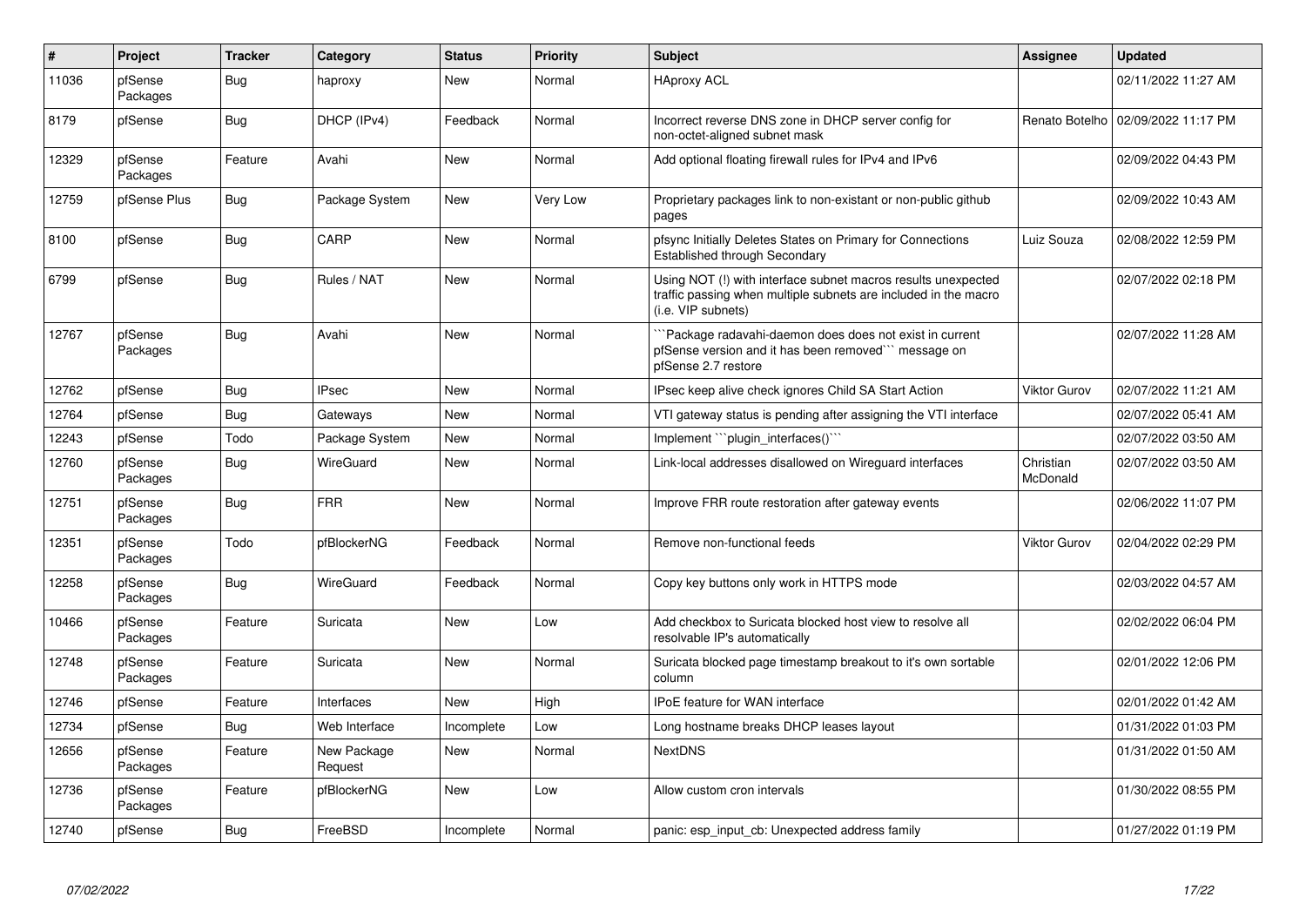| # | Project | Tracker | Category | Status | Priority | Subject | Assignee | Updated |
|---|---|---|---|---|---|---|---|---|
| 11036 | pfSense Packages | Bug | haproxy | New | Normal | HAproxy ACL | | 02/11/2022 11:27 AM |
| 8179 | pfSense | Bug | DHCP (IPv4) | Feedback | Normal | Incorrect reverse DNS zone in DHCP server config for non-octet-aligned subnet mask | Renato Botelho | 02/09/2022 11:17 PM |
| 12329 | pfSense Packages | Feature | Avahi | New | Normal | Add optional floating firewall rules for IPv4 and IPv6 | | 02/09/2022 04:43 PM |
| 12759 | pfSense Plus | Bug | Package System | New | Very Low | Proprietary packages link to non-existant or non-public github pages | | 02/09/2022 10:43 AM |
| 8100 | pfSense | Bug | CARP | New | Normal | pfsync Initially Deletes States on Primary for Connections Established through Secondary | Luiz Souza | 02/08/2022 12:59 PM |
| 6799 | pfSense | Bug | Rules / NAT | New | Normal | Using NOT (!) with interface subnet macros results unexpected traffic passing when multiple subnets are included in the macro (i.e. VIP subnets) | | 02/07/2022 02:18 PM |
| 12767 | pfSense Packages | Bug | Avahi | New | Normal | ```Package radavahi-daemon does does not exist in current pfSense version and it has been removed``` message on pfSense 2.7 restore | | 02/07/2022 11:28 AM |
| 12762 | pfSense | Bug | IPsec | New | Normal | IPsec keep alive check ignores Child SA Start Action | Viktor Gurov | 02/07/2022 11:21 AM |
| 12764 | pfSense | Bug | Gateways | New | Normal | VTI gateway status is pending after assigning the VTI interface | | 02/07/2022 05:41 AM |
| 12243 | pfSense | Todo | Package System | New | Normal | Implement ```plugin_interfaces()``` | | 02/07/2022 03:50 AM |
| 12760 | pfSense Packages | Bug | WireGuard | New | Normal | Link-local addresses disallowed on Wireguard interfaces | Christian McDonald | 02/07/2022 03:50 AM |
| 12751 | pfSense Packages | Bug | FRR | New | Normal | Improve FRR route restoration after gateway events | | 02/06/2022 11:07 PM |
| 12351 | pfSense Packages | Todo | pfBlockerNG | Feedback | Normal | Remove non-functional feeds | Viktor Gurov | 02/04/2022 02:29 PM |
| 12258 | pfSense Packages | Bug | WireGuard | Feedback | Normal | Copy key buttons only work in HTTPS mode | | 02/03/2022 04:57 AM |
| 10466 | pfSense Packages | Feature | Suricata | New | Low | Add checkbox to Suricata blocked host view to resolve all resolvable IP's automatically | | 02/02/2022 06:04 PM |
| 12748 | pfSense Packages | Feature | Suricata | New | Normal | Suricata blocked page timestamp breakout to it's own sortable column | | 02/01/2022 12:06 PM |
| 12746 | pfSense | Feature | Interfaces | New | High | IPoE feature for WAN interface | | 02/01/2022 01:42 AM |
| 12734 | pfSense | Bug | Web Interface | Incomplete | Low | Long hostname breaks DHCP leases layout | | 01/31/2022 01:03 PM |
| 12656 | pfSense Packages | Feature | New Package Request | New | Normal | NextDNS | | 01/31/2022 01:50 AM |
| 12736 | pfSense Packages | Feature | pfBlockerNG | New | Low | Allow custom cron intervals | | 01/30/2022 08:55 PM |
| 12740 | pfSense | Bug | FreeBSD | Incomplete | Normal | panic: esp_input_cb: Unexpected address family | | 01/27/2022 01:19 PM |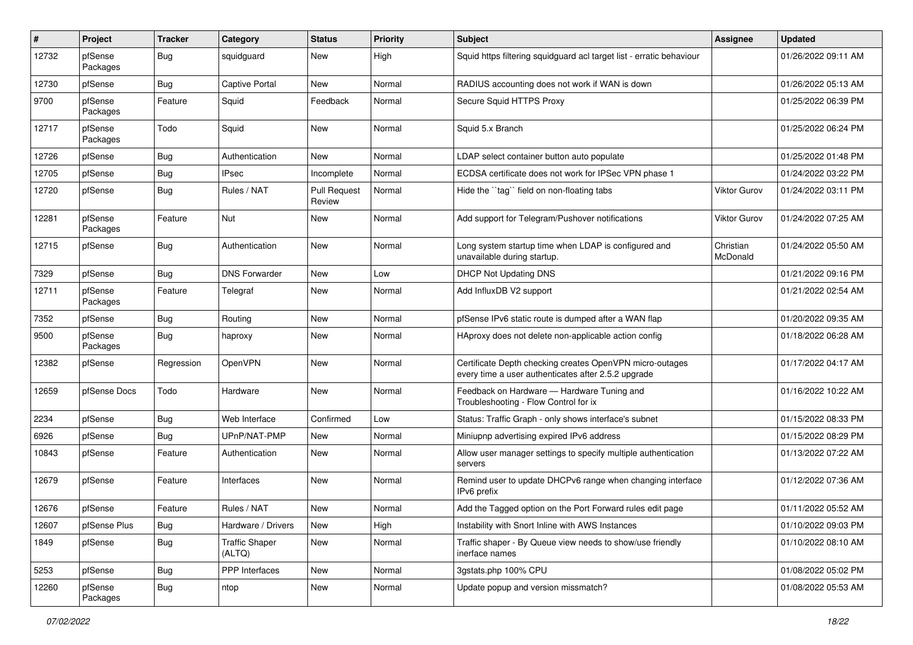| # | Project | Tracker | Category | Status | Priority | Subject | Assignee | Updated |
|---|---|---|---|---|---|---|---|---|
| 12732 | pfSense Packages | Bug | squidguard | New | High | Squid https filtering squidguard acl target list - erratic behaviour | | 01/26/2022 09:11 AM |
| 12730 | pfSense | Bug | Captive Portal | New | Normal | RADIUS accounting does not work if WAN is down | | 01/26/2022 05:13 AM |
| 9700 | pfSense Packages | Feature | Squid | Feedback | Normal | Secure Squid HTTPS Proxy | | 01/25/2022 06:39 PM |
| 12717 | pfSense Packages | Todo | Squid | New | Normal | Squid 5.x Branch | | 01/25/2022 06:24 PM |
| 12726 | pfSense | Bug | Authentication | New | Normal | LDAP select container button auto populate | | 01/25/2022 01:48 PM |
| 12705 | pfSense | Bug | IPsec | Incomplete | Normal | ECDSA certificate does not work for IPSec VPN phase 1 | | 01/24/2022 03:22 PM |
| 12720 | pfSense | Bug | Rules / NAT | Pull Request Review | Normal | Hide the ``tag`` field on non-floating tabs | Viktor Gurov | 01/24/2022 03:11 PM |
| 12281 | pfSense Packages | Feature | Nut | New | Normal | Add support for Telegram/Pushover notifications | Viktor Gurov | 01/24/2022 07:25 AM |
| 12715 | pfSense | Bug | Authentication | New | Normal | Long system startup time when LDAP is configured and unavailable during startup. | Christian McDonald | 01/24/2022 05:50 AM |
| 7329 | pfSense | Bug | DNS Forwarder | New | Low | DHCP Not Updating DNS | | 01/21/2022 09:16 PM |
| 12711 | pfSense Packages | Feature | Telegraf | New | Normal | Add InfluxDB V2 support | | 01/21/2022 02:54 AM |
| 7352 | pfSense | Bug | Routing | New | Normal | pfSense IPv6 static route is dumped after a WAN flap | | 01/20/2022 09:35 AM |
| 9500 | pfSense Packages | Bug | haproxy | New | Normal | HAproxy does not delete non-applicable action config | | 01/18/2022 06:28 AM |
| 12382 | pfSense | Regression | OpenVPN | New | Normal | Certificate Depth checking creates OpenVPN micro-outages every time a user authenticates after 2.5.2 upgrade | | 01/17/2022 04:17 AM |
| 12659 | pfSense Docs | Todo | Hardware | New | Normal | Feedback on Hardware — Hardware Tuning and Troubleshooting - Flow Control for ix | | 01/16/2022 10:22 AM |
| 2234 | pfSense | Bug | Web Interface | Confirmed | Low | Status: Traffic Graph - only shows interface's subnet | | 01/15/2022 08:33 PM |
| 6926 | pfSense | Bug | UPnP/NAT-PMP | New | Normal | Miniupnp advertising expired IPv6 address | | 01/15/2022 08:29 PM |
| 10843 | pfSense | Feature | Authentication | New | Normal | Allow user manager settings to specify multiple authentication servers | | 01/13/2022 07:22 AM |
| 12679 | pfSense | Feature | Interfaces | New | Normal | Remind user to update DHCPv6 range when changing interface IPv6 prefix | | 01/12/2022 07:36 AM |
| 12676 | pfSense | Feature | Rules / NAT | New | Normal | Add the Tagged option on the Port Forward rules edit page | | 01/11/2022 05:52 AM |
| 12607 | pfSense Plus | Bug | Hardware / Drivers | New | High | Instability with Snort Inline with AWS Instances | | 01/10/2022 09:03 PM |
| 1849 | pfSense | Bug | Traffic Shaper (ALTQ) | New | Normal | Traffic shaper - By Queue view needs to show/use friendly inerface names | | 01/10/2022 08:10 AM |
| 5253 | pfSense | Bug | PPP Interfaces | New | Normal | 3gstats.php 100% CPU | | 01/08/2022 05:02 PM |
| 12260 | pfSense Packages | Bug | ntop | New | Normal | Update popup and version missmatch? | | 01/08/2022 05:53 AM |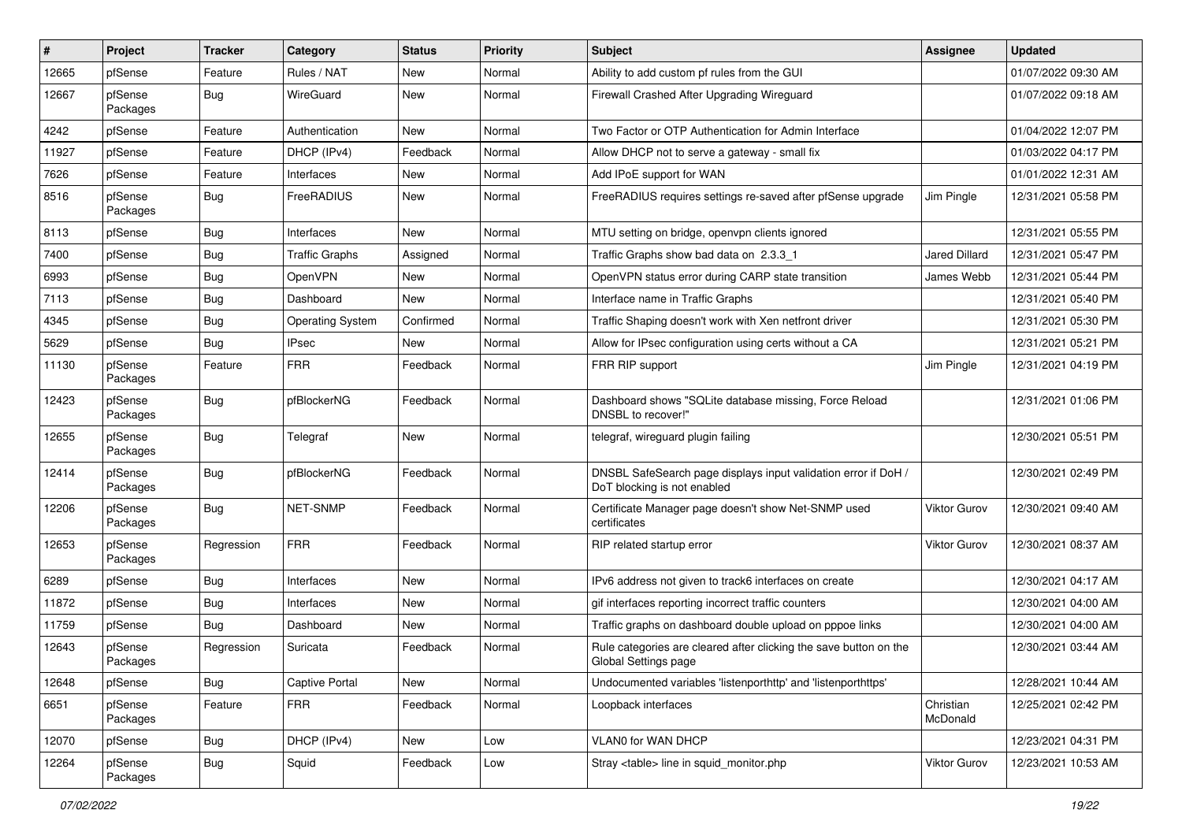| # | Project | Tracker | Category | Status | Priority | Subject | Assignee | Updated |
|---|---|---|---|---|---|---|---|---|
| 12665 | pfSense | Feature | Rules / NAT | New | Normal | Ability to add custom pf rules from the GUI | | 01/07/2022 09:30 AM |
| 12667 | pfSense Packages | Bug | WireGuard | New | Normal | Firewall Crashed After Upgrading Wireguard | | 01/07/2022 09:18 AM |
| 4242 | pfSense | Feature | Authentication | New | Normal | Two Factor or OTP Authentication for Admin Interface | | 01/04/2022 12:07 PM |
| 11927 | pfSense | Feature | DHCP (IPv4) | Feedback | Normal | Allow DHCP not to serve a gateway - small fix | | 01/03/2022 04:17 PM |
| 7626 | pfSense | Feature | Interfaces | New | Normal | Add IPoE support for WAN | | 01/01/2022 12:31 AM |
| 8516 | pfSense Packages | Bug | FreeRADIUS | New | Normal | FreeRADIUS requires settings re-saved after pfSense upgrade | Jim Pingle | 12/31/2021 05:58 PM |
| 8113 | pfSense | Bug | Interfaces | New | Normal | MTU setting on bridge, openvpn clients ignored | | 12/31/2021 05:55 PM |
| 7400 | pfSense | Bug | Traffic Graphs | Assigned | Normal | Traffic Graphs show bad data on 2.3.3_1 | Jared Dillard | 12/31/2021 05:47 PM |
| 6993 | pfSense | Bug | OpenVPN | New | Normal | OpenVPN status error during CARP state transition | James Webb | 12/31/2021 05:44 PM |
| 7113 | pfSense | Bug | Dashboard | New | Normal | Interface name in Traffic Graphs | | 12/31/2021 05:40 PM |
| 4345 | pfSense | Bug | Operating System | Confirmed | Normal | Traffic Shaping doesn't work with Xen netfront driver | | 12/31/2021 05:30 PM |
| 5629 | pfSense | Bug | IPsec | New | Normal | Allow for IPsec configuration using certs without a CA | | 12/31/2021 05:21 PM |
| 11130 | pfSense Packages | Feature | FRR | Feedback | Normal | FRR RIP support | Jim Pingle | 12/31/2021 04:19 PM |
| 12423 | pfSense Packages | Bug | pfBlockerNG | Feedback | Normal | Dashboard shows "SQLite database missing, Force Reload DNSBL to recover!" | | 12/31/2021 01:06 PM |
| 12655 | pfSense Packages | Bug | Telegraf | New | Normal | telegraf, wireguard plugin failing | | 12/30/2021 05:51 PM |
| 12414 | pfSense Packages | Bug | pfBlockerNG | Feedback | Normal | DNSBL SafeSearch page displays input validation error if DoH / DoT blocking is not enabled | | 12/30/2021 02:49 PM |
| 12206 | pfSense Packages | Bug | NET-SNMP | Feedback | Normal | Certificate Manager page doesn't show Net-SNMP used certificates | Viktor Gurov | 12/30/2021 09:40 AM |
| 12653 | pfSense Packages | Regression | FRR | Feedback | Normal | RIP related startup error | Viktor Gurov | 12/30/2021 08:37 AM |
| 6289 | pfSense | Bug | Interfaces | New | Normal | IPv6 address not given to track6 interfaces on create | | 12/30/2021 04:17 AM |
| 11872 | pfSense | Bug | Interfaces | New | Normal | gif interfaces reporting incorrect traffic counters | | 12/30/2021 04:00 AM |
| 11759 | pfSense | Bug | Dashboard | New | Normal | Traffic graphs on dashboard double upload on pppoe links | | 12/30/2021 04:00 AM |
| 12643 | pfSense Packages | Regression | Suricata | Feedback | Normal | Rule categories are cleared after clicking the save button on the Global Settings page | | 12/30/2021 03:44 AM |
| 12648 | pfSense | Bug | Captive Portal | New | Normal | Undocumented variables 'listenporthttp' and 'listenporthttps' | | 12/28/2021 10:44 AM |
| 6651 | pfSense Packages | Feature | FRR | Feedback | Normal | Loopback interfaces | Christian McDonald | 12/25/2021 02:42 PM |
| 12070 | pfSense | Bug | DHCP (IPv4) | New | Low | VLAN0 for WAN DHCP | | 12/23/2021 04:31 PM |
| 12264 | pfSense Packages | Bug | Squid | Feedback | Low | Stray <table> line in squid_monitor.php | Viktor Gurov | 12/23/2021 10:53 AM |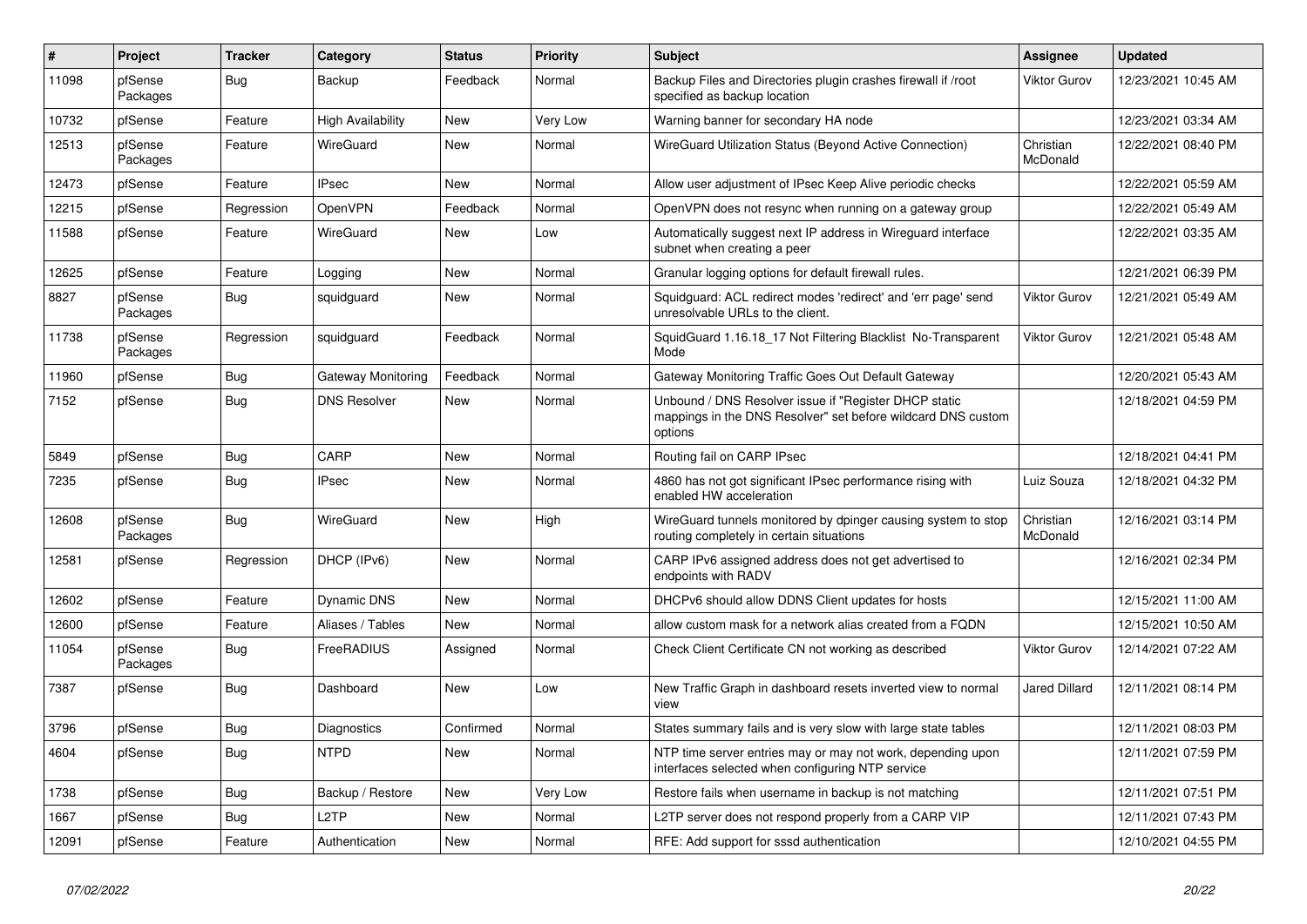| # | Project | Tracker | Category | Status | Priority | Subject | Assignee | Updated |
|---|---|---|---|---|---|---|---|---|
| 11098 | pfSense Packages | Bug | Backup | Feedback | Normal | Backup Files and Directories plugin crashes firewall if /root specified as backup location | Viktor Gurov | 12/23/2021 10:45 AM |
| 10732 | pfSense | Feature | High Availability | New | Very Low | Warning banner for secondary HA node | | 12/23/2021 03:34 AM |
| 12513 | pfSense Packages | Feature | WireGuard | New | Normal | WireGuard Utilization Status (Beyond Active Connection) | Christian McDonald | 12/22/2021 08:40 PM |
| 12473 | pfSense | Feature | IPsec | New | Normal | Allow user adjustment of IPsec Keep Alive periodic checks | | 12/22/2021 05:59 AM |
| 12215 | pfSense | Regression | OpenVPN | Feedback | Normal | OpenVPN does not resync when running on a gateway group | | 12/22/2021 05:49 AM |
| 11588 | pfSense | Feature | WireGuard | New | Low | Automatically suggest next IP address in Wireguard interface subnet when creating a peer | | 12/22/2021 03:35 AM |
| 12625 | pfSense | Feature | Logging | New | Normal | Granular logging options for default firewall rules. | | 12/21/2021 06:39 PM |
| 8827 | pfSense Packages | Bug | squidguard | New | Normal | Squidguard: ACL redirect modes 'redirect' and 'err page' send unresolvable URLs to the client. | Viktor Gurov | 12/21/2021 05:49 AM |
| 11738 | pfSense Packages | Regression | squidguard | Feedback | Normal | SquidGuard 1.16.18_17 Not Filtering Blacklist No-Transparent Mode | Viktor Gurov | 12/21/2021 05:48 AM |
| 11960 | pfSense | Bug | Gateway Monitoring | Feedback | Normal | Gateway Monitoring Traffic Goes Out Default Gateway | | 12/20/2021 05:43 AM |
| 7152 | pfSense | Bug | DNS Resolver | New | Normal | Unbound / DNS Resolver issue if "Register DHCP static mappings in the DNS Resolver" set before wildcard DNS custom options | | 12/18/2021 04:59 PM |
| 5849 | pfSense | Bug | CARP | New | Normal | Routing fail on CARP IPsec | | 12/18/2021 04:41 PM |
| 7235 | pfSense | Bug | IPsec | New | Normal | 4860 has not got significant IPsec performance rising with enabled HW acceleration | Luiz Souza | 12/18/2021 04:32 PM |
| 12608 | pfSense Packages | Bug | WireGuard | New | High | WireGuard tunnels monitored by dpinger causing system to stop routing completely in certain situations | Christian McDonald | 12/16/2021 03:14 PM |
| 12581 | pfSense | Regression | DHCP (IPv6) | New | Normal | CARP IPv6 assigned address does not get advertised to endpoints with RADV | | 12/16/2021 02:34 PM |
| 12602 | pfSense | Feature | Dynamic DNS | New | Normal | DHCPv6 should allow DDNS Client updates for hosts | | 12/15/2021 11:00 AM |
| 12600 | pfSense | Feature | Aliases / Tables | New | Normal | allow custom mask for a network alias created from a FQDN | | 12/15/2021 10:50 AM |
| 11054 | pfSense Packages | Bug | FreeRADIUS | Assigned | Normal | Check Client Certificate CN not working as described | Viktor Gurov | 12/14/2021 07:22 AM |
| 7387 | pfSense | Bug | Dashboard | New | Low | New Traffic Graph in dashboard resets inverted view to normal view | Jared Dillard | 12/11/2021 08:14 PM |
| 3796 | pfSense | Bug | Diagnostics | Confirmed | Normal | States summary fails and is very slow with large state tables | | 12/11/2021 08:03 PM |
| 4604 | pfSense | Bug | NTPD | New | Normal | NTP time server entries may or may not work, depending upon interfaces selected when configuring NTP service | | 12/11/2021 07:59 PM |
| 1738 | pfSense | Bug | Backup / Restore | New | Very Low | Restore fails when username in backup is not matching | | 12/11/2021 07:51 PM |
| 1667 | pfSense | Bug | L2TP | New | Normal | L2TP server does not respond properly from a CARP VIP | | 12/11/2021 07:43 PM |
| 12091 | pfSense | Feature | Authentication | New | Normal | RFE: Add support for sssd authentication | | 12/10/2021 04:55 PM |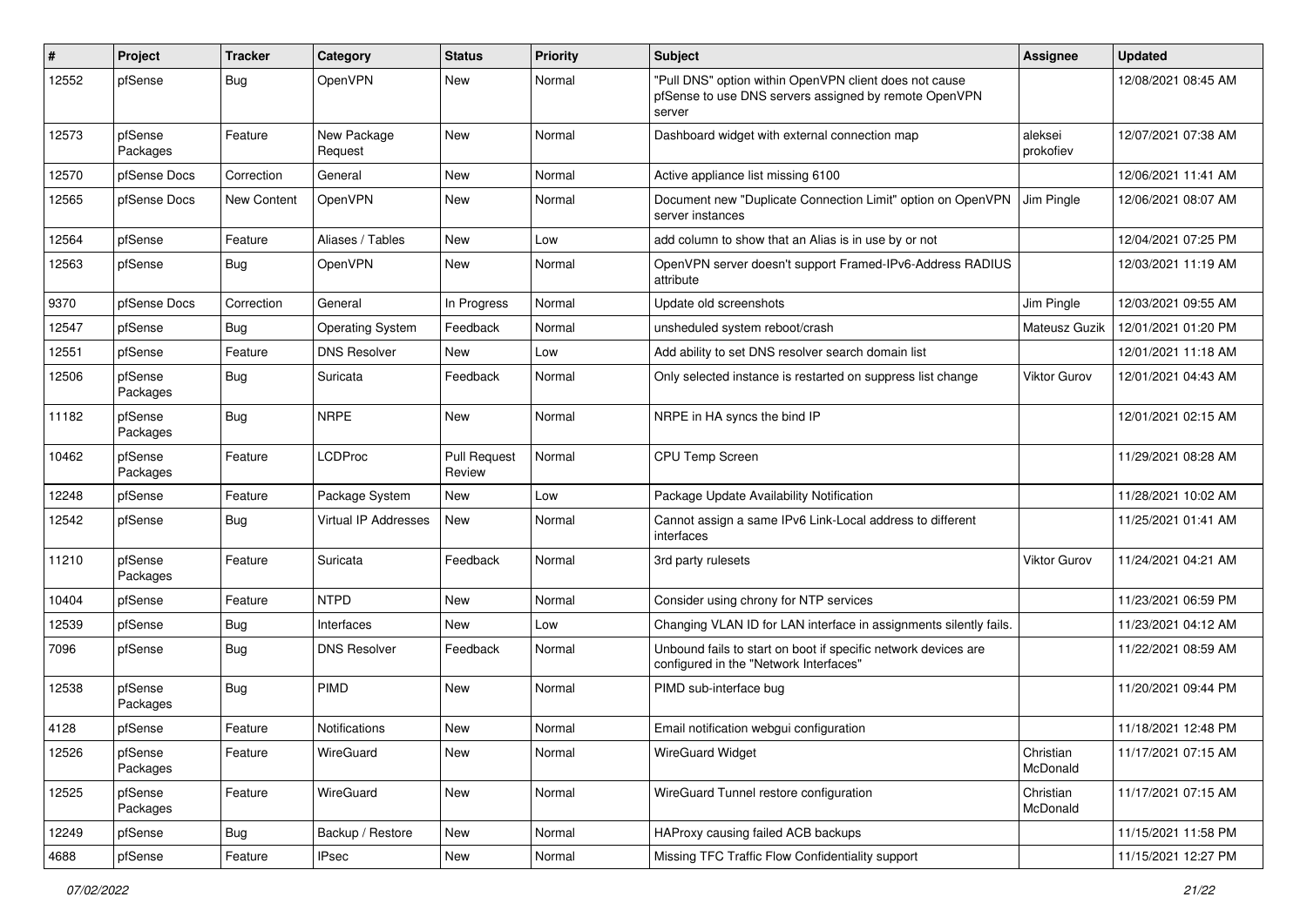| # | Project | Tracker | Category | Status | Priority | Subject | Assignee | Updated |
|---|---|---|---|---|---|---|---|---|
| 12552 | pfSense | Bug | OpenVPN | New | Normal | "Pull DNS" option within OpenVPN client does not cause pfSense to use DNS servers assigned by remote OpenVPN server | | 12/08/2021 08:45 AM |
| 12573 | pfSense Packages | Feature | New Package Request | New | Normal | Dashboard widget with external connection map | aleksei prokofiev | 12/07/2021 07:38 AM |
| 12570 | pfSense Docs | Correction | General | New | Normal | Active appliance list missing 6100 | | 12/06/2021 11:41 AM |
| 12565 | pfSense Docs | New Content | OpenVPN | New | Normal | Document new "Duplicate Connection Limit" option on OpenVPN server instances | Jim Pingle | 12/06/2021 08:07 AM |
| 12564 | pfSense | Feature | Aliases / Tables | New | Low | add column to show that an Alias is in use by or not | | 12/04/2021 07:25 PM |
| 12563 | pfSense | Bug | OpenVPN | New | Normal | OpenVPN server doesn't support Framed-IPv6-Address RADIUS attribute | | 12/03/2021 11:19 AM |
| 9370 | pfSense Docs | Correction | General | In Progress | Normal | Update old screenshots | Jim Pingle | 12/03/2021 09:55 AM |
| 12547 | pfSense | Bug | Operating System | Feedback | Normal | unsheduled system reboot/crash | Mateusz Guzik | 12/01/2021 01:20 PM |
| 12551 | pfSense | Feature | DNS Resolver | New | Low | Add ability to set DNS resolver search domain list | | 12/01/2021 11:18 AM |
| 12506 | pfSense Packages | Bug | Suricata | Feedback | Normal | Only selected instance is restarted on suppress list change | Viktor Gurov | 12/01/2021 04:43 AM |
| 11182 | pfSense Packages | Bug | NRPE | New | Normal | NRPE in HA syncs the bind IP | | 12/01/2021 02:15 AM |
| 10462 | pfSense Packages | Feature | LCDProc | Pull Request Review | Normal | CPU Temp Screen | | 11/29/2021 08:28 AM |
| 12248 | pfSense | Feature | Package System | New | Low | Package Update Availability Notification | | 11/28/2021 10:02 AM |
| 12542 | pfSense | Bug | Virtual IP Addresses | New | Normal | Cannot assign a same IPv6 Link-Local address to different interfaces | | 11/25/2021 01:41 AM |
| 11210 | pfSense Packages | Feature | Suricata | Feedback | Normal | 3rd party rulesets | Viktor Gurov | 11/24/2021 04:21 AM |
| 10404 | pfSense | Feature | NTPD | New | Normal | Consider using chrony for NTP services | | 11/23/2021 06:59 PM |
| 12539 | pfSense | Bug | Interfaces | New | Low | Changing VLAN ID for LAN interface in assignments silently fails. | | 11/23/2021 04:12 AM |
| 7096 | pfSense | Bug | DNS Resolver | Feedback | Normal | Unbound fails to start on boot if specific network devices are configured in the "Network Interfaces" | | 11/22/2021 08:59 AM |
| 12538 | pfSense Packages | Bug | PIMD | New | Normal | PIMD sub-interface bug | | 11/20/2021 09:44 PM |
| 4128 | pfSense | Feature | Notifications | New | Normal | Email notification webgui configuration | | 11/18/2021 12:48 PM |
| 12526 | pfSense Packages | Feature | WireGuard | New | Normal | WireGuard Widget | Christian McDonald | 11/17/2021 07:15 AM |
| 12525 | pfSense Packages | Feature | WireGuard | New | Normal | WireGuard Tunnel restore configuration | Christian McDonald | 11/17/2021 07:15 AM |
| 12249 | pfSense | Bug | Backup / Restore | New | Normal | HAProxy causing failed ACB backups | | 11/15/2021 11:58 PM |
| 4688 | pfSense | Feature | IPsec | New | Normal | Missing TFC Traffic Flow Confidentiality support | | 11/15/2021 12:27 PM |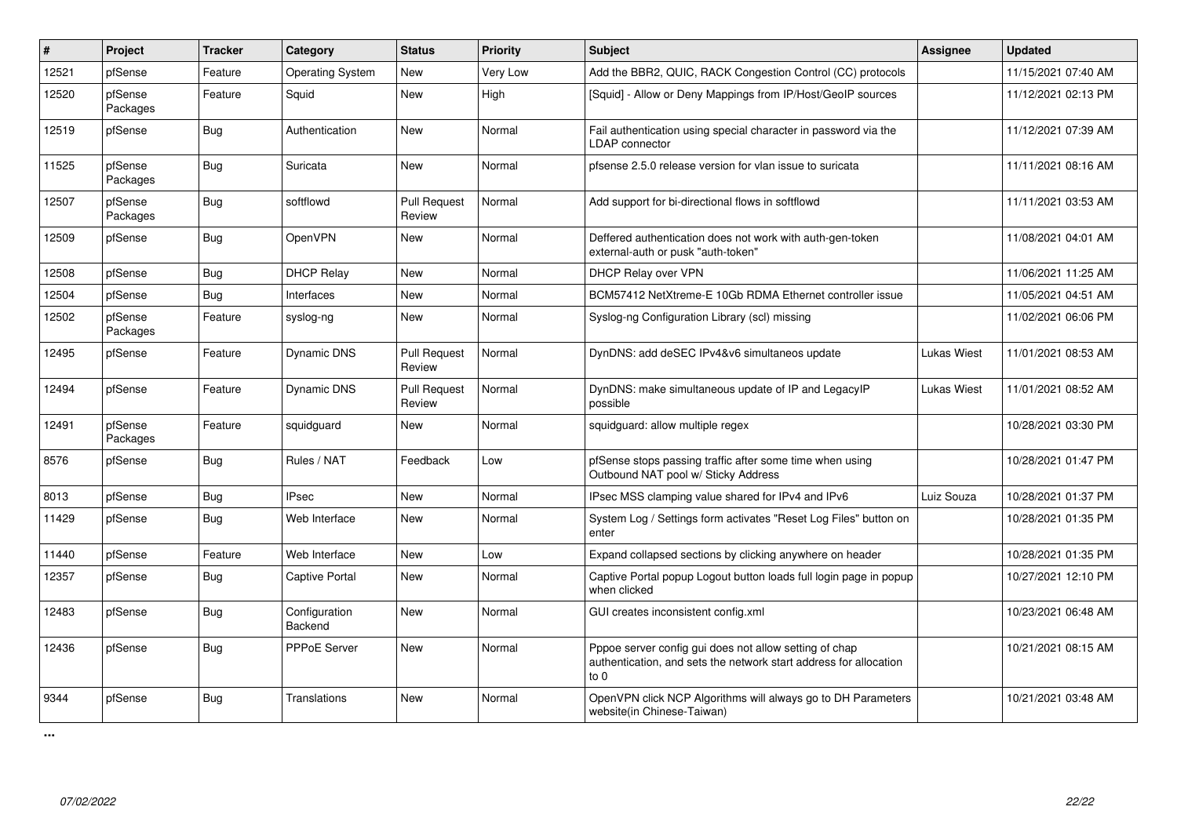| # | Project | Tracker | Category | Status | Priority | Subject | Assignee | Updated |
|---|---|---|---|---|---|---|---|---|
| 12521 | pfSense | Feature | Operating System | New | Very Low | Add the BBR2, QUIC, RACK Congestion Control (CC) protocols | | 11/15/2021 07:40 AM |
| 12520 | pfSense Packages | Feature | Squid | New | High | [Squid] - Allow or Deny Mappings from IP/Host/GeoIP sources | | 11/12/2021 02:13 PM |
| 12519 | pfSense | Bug | Authentication | New | Normal | Fail authentication using special character in password via the LDAP connector | | 11/12/2021 07:39 AM |
| 11525 | pfSense Packages | Bug | Suricata | New | Normal | pfsense 2.5.0 release version for vlan issue to suricata | | 11/11/2021 08:16 AM |
| 12507 | pfSense Packages | Bug | softflowd | Pull Request Review | Normal | Add support for bi-directional flows in softflowd | | 11/11/2021 03:53 AM |
| 12509 | pfSense | Bug | OpenVPN | New | Normal | Deffered authentication does not work with auth-gen-token external-auth or pusk "auth-token" | | 11/08/2021 04:01 AM |
| 12508 | pfSense | Bug | DHCP Relay | New | Normal | DHCP Relay over VPN | | 11/06/2021 11:25 AM |
| 12504 | pfSense | Bug | Interfaces | New | Normal | BCM57412 NetXtreme-E 10Gb RDMA Ethernet controller issue | | 11/05/2021 04:51 AM |
| 12502 | pfSense Packages | Feature | syslog-ng | New | Normal | Syslog-ng Configuration Library (scl) missing | | 11/02/2021 06:06 PM |
| 12495 | pfSense | Feature | Dynamic DNS | Pull Request Review | Normal | DynDNS: add deSEC IPv4&v6 simultaneos update | Lukas Wiest | 11/01/2021 08:53 AM |
| 12494 | pfSense | Feature | Dynamic DNS | Pull Request Review | Normal | DynDNS: make simultaneous update of IP and LegacyIP possible | Lukas Wiest | 11/01/2021 08:52 AM |
| 12491 | pfSense Packages | Feature | squidguard | New | Normal | squidguard: allow multiple regex | | 10/28/2021 03:30 PM |
| 8576 | pfSense | Bug | Rules / NAT | Feedback | Low | pfSense stops passing traffic after some time when using Outbound NAT pool w/ Sticky Address | | 10/28/2021 01:47 PM |
| 8013 | pfSense | Bug | IPsec | New | Normal | IPsec MSS clamping value shared for IPv4 and IPv6 | Luiz Souza | 10/28/2021 01:37 PM |
| 11429 | pfSense | Bug | Web Interface | New | Normal | System Log / Settings form activates "Reset Log Files" button on enter | | 10/28/2021 01:35 PM |
| 11440 | pfSense | Feature | Web Interface | New | Low | Expand collapsed sections by clicking anywhere on header | | 10/28/2021 01:35 PM |
| 12357 | pfSense | Bug | Captive Portal | New | Normal | Captive Portal popup Logout button loads full login page in popup when clicked | | 10/27/2021 12:10 PM |
| 12483 | pfSense | Bug | Configuration Backend | New | Normal | GUI creates inconsistent config.xml | | 10/23/2021 06:48 AM |
| 12436 | pfSense | Bug | PPPoE Server | New | Normal | Pppoe server config gui does not allow setting of chap authentication, and sets the network start address for allocation to 0 | | 10/21/2021 08:15 AM |
| 9344 | pfSense | Bug | Translations | New | Normal | OpenVPN click NCP Algorithms will always go to DH Parameters website(in Chinese-Taiwan) | | 10/21/2021 03:48 AM |

...